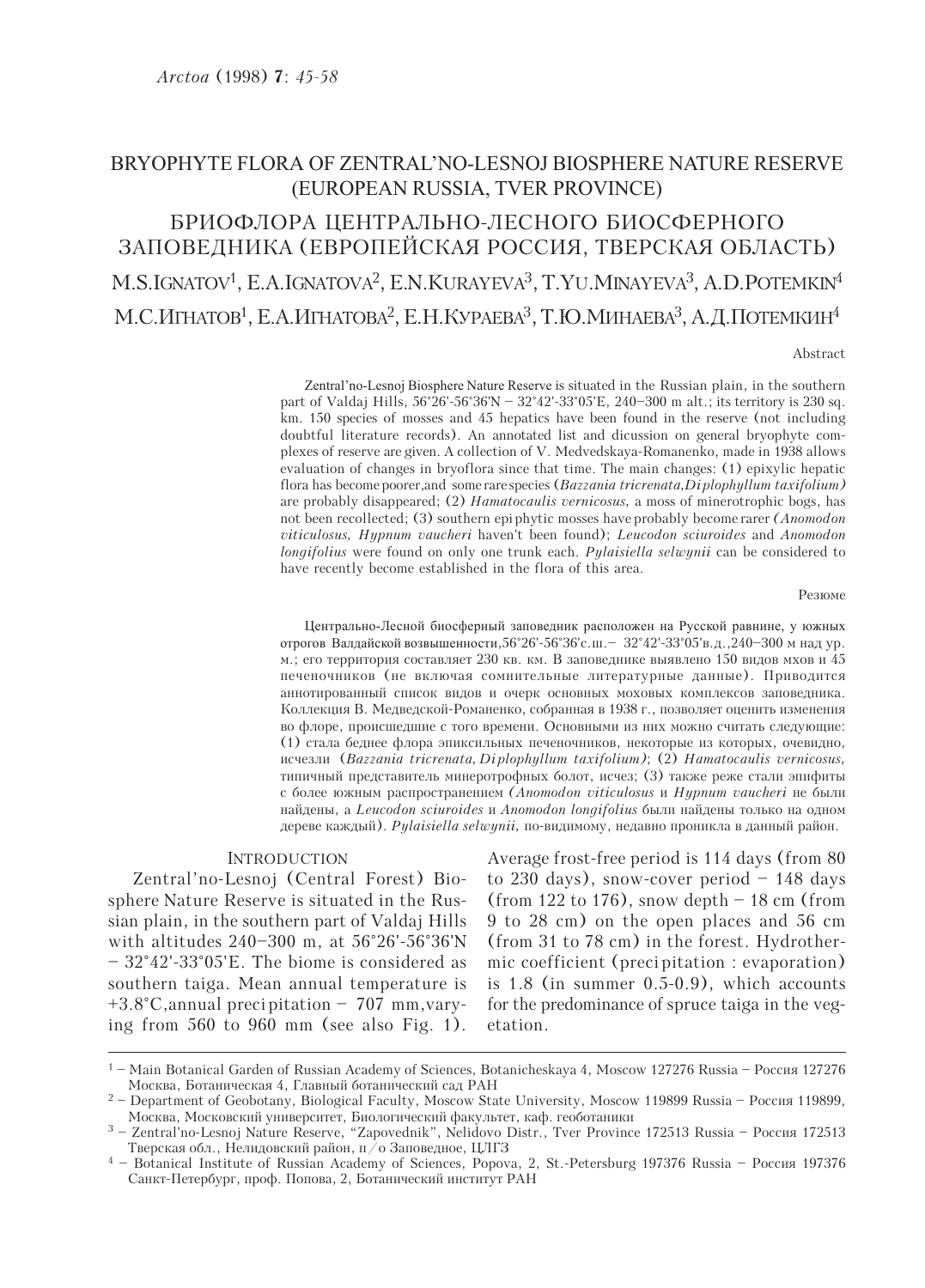*Arctoa* (1998) **7**: *45-58*

# BRYOPHYTE FLORA OF ZENTRAL'NO-LESNOJ BIOSPHERE NATURE RESERVE (EUROPEAN RUSSIA, TVER PROVINCE)

# БРИОФЛОРА ЦЕНТРАЛЬНО-ЛЕСНОГО БИОСФЕРНОГО ЗАПОВЕДНИКА (ЕВРОПЕЙСКАЯ РОССИЯ, ТВЕРСКАЯ ОБЛАСТЬ)

M.S.IGNATOV[1], E.A.IGNATOVA[2], E.N.KURAYEVA[3], T.YU.MINAYEVA[3], A.D.POTEMKIN[4]

М.С.ИГНАТОВ[1], Е.А.ИГНАТОВА[2], Е.Н.КУРАЕВА[3], Т.Ю.МИНАЕВА[3], А.Д.ПОТЕМКИН[4]

Abstract

Zentral'no-Lesnoj Biosphere Nature Reserve is situated in the Russian plain, in the southern part of Valdaj Hills, 56°26'-56°36'N – 32°42'-33°05'E, 240–300 m alt.; its territory is 230 sq. km. 150 species of mosses and 45 hepatics have been found in the reserve (not including doubtful literature records). An annotated list and dicussion on general bryophyte complexes of reserve are given. A collection of V. Medvedskaya-Romanenko, made in 1938 allows evaluation of changes in bryoflora since that time. The main changes: (1) epixylic hepatic flora has become poorer,and some rare species (*Bazzania tricrenata, Diplophyllum taxifolium)* are probably disappeared; (2) *Hamatocaulis vernicosus,* a moss of minerotrophic bogs, has not been recollected; (3) southern epiphytic mosses have probably become rarer *(Anomodon viticulosus, Hypnum vaucheri* haven't been found); *Leucodon sciuroides* and *Anomodon longifolius* were found on only one trunk each. *Pylaisiella selwynii* can be considered to have recently become established in the flora of this area.

Резюме

Центрально-Лесной биосферный заповедник расположен на Русской равнине, у южных отрогов Валдайской возвышенности,56°26'-56°36'с.ш.– 32°42'-33°05'в.д.,240–300 м над ур. м.; его территория составляет 230 кв. км. В заповеднике выявлено 150 видов мхов и 45 печеночников (не включая сомнительные литературные данные). Приводится аннотированный список видов и очерк основных моховых комплексов заповедника. Коллекция В. Медведской-Романенко, собранная в 1938 г., позволяет оценить изменения во флоре, происшедшие с того времени. Основными из них можно считать следующие: (1) стала беднее флора эпиксильных печеночников, некоторые из которых, очевидно, исчезли (*Bazzania tricrenata, Diplophyllum taxifolium)*; (2) *Hamatocaulis vernicosus,* типичный представитель минеротрофных болот, исчез; (3) также реже стали эпифиты с более южным распространением *(Anomodon viticulosus* и *Hypnum vaucheri* не были найдены, а *Leucodon sciuroides* и *Anomodon longifolius* были найдены только на одном дереве каждый). *Pylaisiella selwynii*, по-видимому, недавно проникла в данный район.

## INTRODUCTION

Zentral'no-Lesnoj (Central Forest) Biosphere Nature Reserve is situated in the Russian plain, in the southern part of Valdaj Hills with altitudes 240–300 m, at 56°26'-56°36'N – 32°42'-33°05'E. The biome is considered as southern taiga. Mean annual temperature is +3.8°C,annual precipitation – 707 mm,varying from 560 to 960 mm (see also Fig. 1). Average frost-free period is 114 days (from 80 to 230 days), snow-cover period – 148 days (from 122 to 176), snow depth – 18 cm (from 9 to 28 cm) on the open places and 56 cm (from 31 to 78 cm) in the forest. Hydrothermic coefficient (precipitation : evaporation) is 1.8 (in summer 0.5-0.9), which accounts for the predominance of spruce taiga in the vegetation.

---

[1] – Main Botanical Garden of Russian Academy of Sciences, Botanicheskaya 4, Moscow 127276 Russia – Россия 127276 Москва, Ботаническая 4, Главный ботанический сад РАН

[2] – Department of Geobotany, Biological Faculty, Moscow State University, Moscow 119899 Russia – Россия 119899, Москва, Московский университет, Биологический факультет, каф. геоботаники

[3] – Zentral'no-Lesnoj Nature Reserve, "Zapovednik", Nelidovo Distr., Tver Province 172513 Russia – Россия 172513 Тверская обл., Нелидовский район, п/о Заповедное, ЦЛГЗ

[4] – Botanical Institute of Russian Academy of Sciences, Popova, 2, St.-Petersburg 197376 Russia – Россия 197376 Санкт-Петербург, проф. Попова, 2, Ботанический институт РАН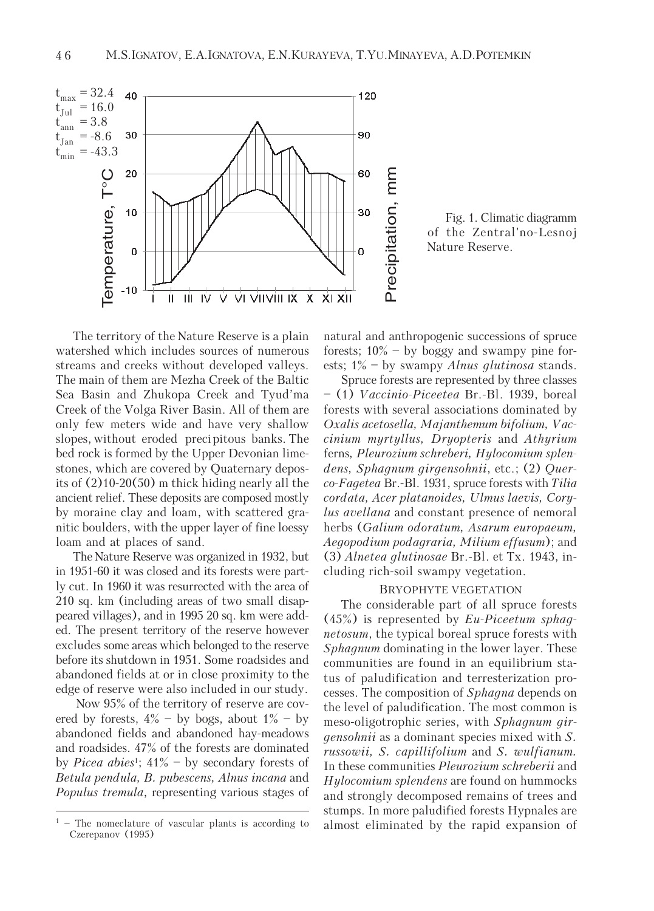$t_{max}$ = 32.4
$t_{Jul}$ = 16.0
$t_{ann}$ = 3.8
$t_{Jan}$ = -8.6
$t_{min}$ = -43.3

Fig. 1. Climatic diagramm of the Zentral'no-Lesnoj Nature Reserve.

The territory of the Nature Reserve is a plain watershed which includes sources of numerous streams and creeks without developed valleys. The main of them are Mezha Creek of the Baltic Sea Basin and Zhukopa Creek and Tyud'ma Creek of the Volga River Basin. All of them are only few meters wide and have very shallow slopes, without eroded precipitous banks. The bed rock is formed by the Upper Devonian limestones, which are covered by Quaternary deposits of (2)10-20(50) m thick hiding nearly all the ancient relief. These deposits are composed mostly by moraine clay and loam, with scattered granitic boulders, with the upper layer of fine loessy loam and at places of sand.

The Nature Reserve was organized in 1932, but in 1951-60 it was closed and its forests were partly cut. In 1960 it was resurrected with the area of 210 sq. km (including areas of two small disappeared villages), and in 1995 20 sq. km were added. The present territory of the reserve however excludes some areas which belonged to the reserve before its shutdown in 1951. Some roadsides and abandoned fields at or in close proximity to the edge of reserve were also included in our study.

Now 95% of the territory of reserve are covered by forests, 4% – by bogs, about 1% – by abandoned fields and abandoned hay-meadows and roadsides. 47% of the forests are dominated by *Picea abies*[1]; 41% – by secondary forests of *Betula pendula, B. pubescens, Alnus incana* and *Populus tremula*, representing various stages of natural and anthropogenic successions of spruce forests; 10% – by boggy and swampy pine forests; 1% – by swampy *Alnus glutinosa* stands.

Spruce forests are represented by three classes – (1) *Vaccinio-Piceetea* Br.-Bl. 1939, boreal forests with several associations dominated by *Oxalis acetosella, Majanthemum bifolium, Vaccinium myrtyllus, Dryopteris* and *Athyrium* ferns, *Pleurozium schreberi, Hylocomium splendens, Sphagnum girgensohnii*, etc.; (2) *Querco-Fagetea* Br.-Bl. 1931, spruce forests with *Tilia cordata, Acer platanoides, Ulmus laevis, Corylus avellana* and constant presence of nemoral herbs (*Galium odoratum, Asarum europaeum, Aegopodium podagraria, Milium effusum*); and (3) *Alnetea glutinosae* Br.-Bl. et Tx. 1943, including rich-soil swampy vegetation.

## BRYOPHYTE VEGETATION

The considerable part of all spruce forests (45%) is represented by *Eu-Piceetum sphagnetosum*, the typical boreal spruce forests with *Sphagnum* dominating in the lower layer. These communities are found in an equilibrium status of paludification and terresterization processes. The composition of *Sphagna* depends on the level of paludification. The most common is meso-oligotrophic series, with *Sphagnum girgensohnii* as a dominant species mixed with *S. russowii, S. capillifolium* and *S. wulfianum.* In these communities *Pleurozium schreberii* and *Hylocomium splendens* are found on hummocks and strongly decomposed remains of trees and stumps. In more paludified forests Hypnales are almost eliminated by the rapid expansion of

[1] – The nomeclature of vascular plants is according to Czerepanov (1995)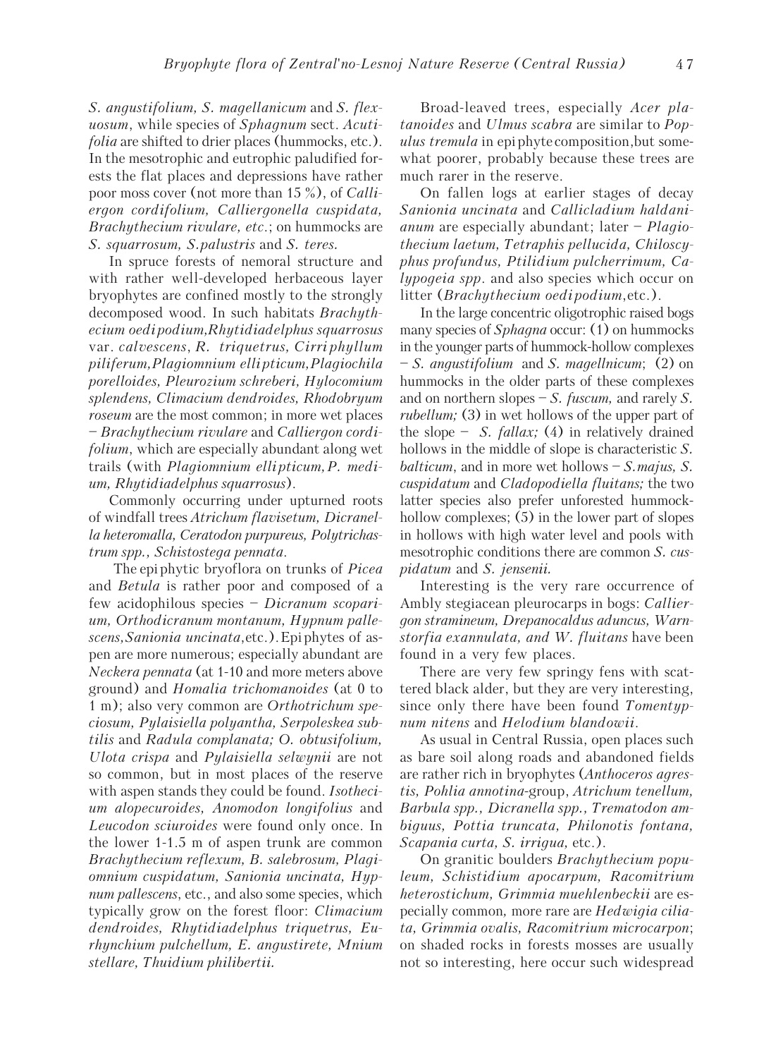*S. angustifolium*, *S. magellanicum* and *S. flexuosum*, while species of *Sphagnum* sect. *Acutifolia* are shifted to drier places (hummocks, etc.). In the mesotrophic and eutrophic paludified forests the flat places and depressions have rather poor moss cover (not more than 15 %), of *Calliergon cordifolium, Calliergonella cuspidata, Brachythecium rivulare, etc.*; on hummocks are *S. squarrosum, S.palustris* and *S. teres.*

In spruce forests of nemoral structure and with rather well-developed herbaceous layer bryophytes are confined mostly to the strongly decomposed wood. In such habitats *Brachythecium oedipodium,Rhytidiadelphus squarrosus* var. *calvescens*, *R. triquetrus, Cirriphyllum piliferum,Plagiomnium ellipticum,Plagiochila porelloides, Pleurozium schreberi, Hylocomium splendens, Climacium dendroides, Rhodobryum roseum* are the most common; in more wet places – *Brachythecium rivulare* and *Calliergon cordifolium*, which are especially abundant along wet trails (with *Plagiomnium ellipticum,P. medium, Rhytidiadelphus squarrosus*).

Commonly occurring under upturned roots of windfall trees *Atrichum flavisetum, Dicranella heteromalla, Ceratodon purpureus, Polytrichastrum spp., Schistostega pennata*.

The epiphytic bryoflora on trunks of *Picea* and *Betula* is rather poor and composed of a few acidophilous species – *Dicranum scoparium, Orthodicranum montanum, Hypnum pallescens,Sanionia uncinata*,etc.). Epiphytes of aspen are more numerous; especially abundant are *Neckera pennata* (at 1-10 and more meters above ground) and *Homalia trichomanoides* (at 0 to 1 m); also very common are *Orthotrichum speciosum, Pylaisiella polyantha, Serpoleskea subtilis* and *Radula complanata; O. obtusifolium, Ulota crispa* and *Pylaisiella selwynii* are not so common, but in most places of the reserve with aspen stands they could be found. *Isothecium alopecuroides, Anomodon longifolius* and *Leucodon sciuroides* were found only once. In the lower 1-1.5 m of aspen trunk are common *Brachythecium reflexum, B. salebrosum, Plagiomnium cuspidatum, Sanionia uncinata, Hypnum pallescens*, etc., and also some species, which typically grow on the forest floor: *Climacium dendroides, Rhytidiadelphus triquetrus, Eurhynchium pulchellum, E. angustirete, Mnium stellare, Thuidium philibertii.*

Broad-leaved trees, especially *Acer platanoides* and *Ulmus scabra* are similar to *Populus tremula* in epiphyte composition,but somewhat poorer, probably because these trees are much rarer in the reserve.

On fallen logs at earlier stages of decay *Sanionia uncinata* and *Callicladium haldanianum* are especially abundant; later – *Plagiothecium laetum, Tetraphis pellucida, Chiloscyphus profundus, Ptilidium pulcherrimum, Calypogeia spp*. and also species which occur on litter (*Brachythecium oedipodium*,etc.).

In the large concentric oligotrophic raised bogs many species of *Sphagna* occur: (1) on hummocks in the younger parts of hummock-hollow complexes – *S. angustifolium* and *S. magellnicum*; (2) on hummocks in the older parts of these complexes and on northern slopes – *S. fuscum,* and rarely *S. rubellum;* (3) in wet hollows of the upper part of the slope – *S. fallax;* (4) in relatively drained hollows in the middle of slope is characteristic *S. balticum,* and in more wet hollows – *S.majus, S. cuspidatum* and *Cladopodiella fluitans;* the two latter species also prefer unforested hummock-hollow complexes; (5) in the lower part of slopes in hollows with high water level and pools with mesotrophic conditions there are common *S. cuspidatum* and *S. jensenii.*

Interesting is the very rare occurrence of Amblystegiacean pleurocarps in bogs: *Calliergon stramineum, Drepanocaldus aduncus, Warnstorfia exannulata, and W. fluitans* have been found in a very few places.

There are very few springy fens with scattered black alder, but they are very interesting, since only there have been found *Tomentypnum nitens* and *Helodium blandowii*.

As usual in Central Russia, open places such as bare soil along roads and abandoned fields are rather rich in bryophytes (*Anthoceros agrestis, Pohlia annotina*-group, *Atrichum tenellum, Barbula spp., Dicranella spp., Trematodon ambiguus, Pottia truncata, Philonotis fontana, Scapania curta, S. irrigua,* etc.).

On granitic boulders *Brachythecium populeum, Schistidium apocarpum, Racomitrium heterostichum, Grimmia muehlenbeckii* are especially common, more rare are *Hedwigia ciliata, Grimmia ovalis, Racomitrium microcarpon*; on shaded rocks in forests mosses are usually not so interesting, here occur such widespread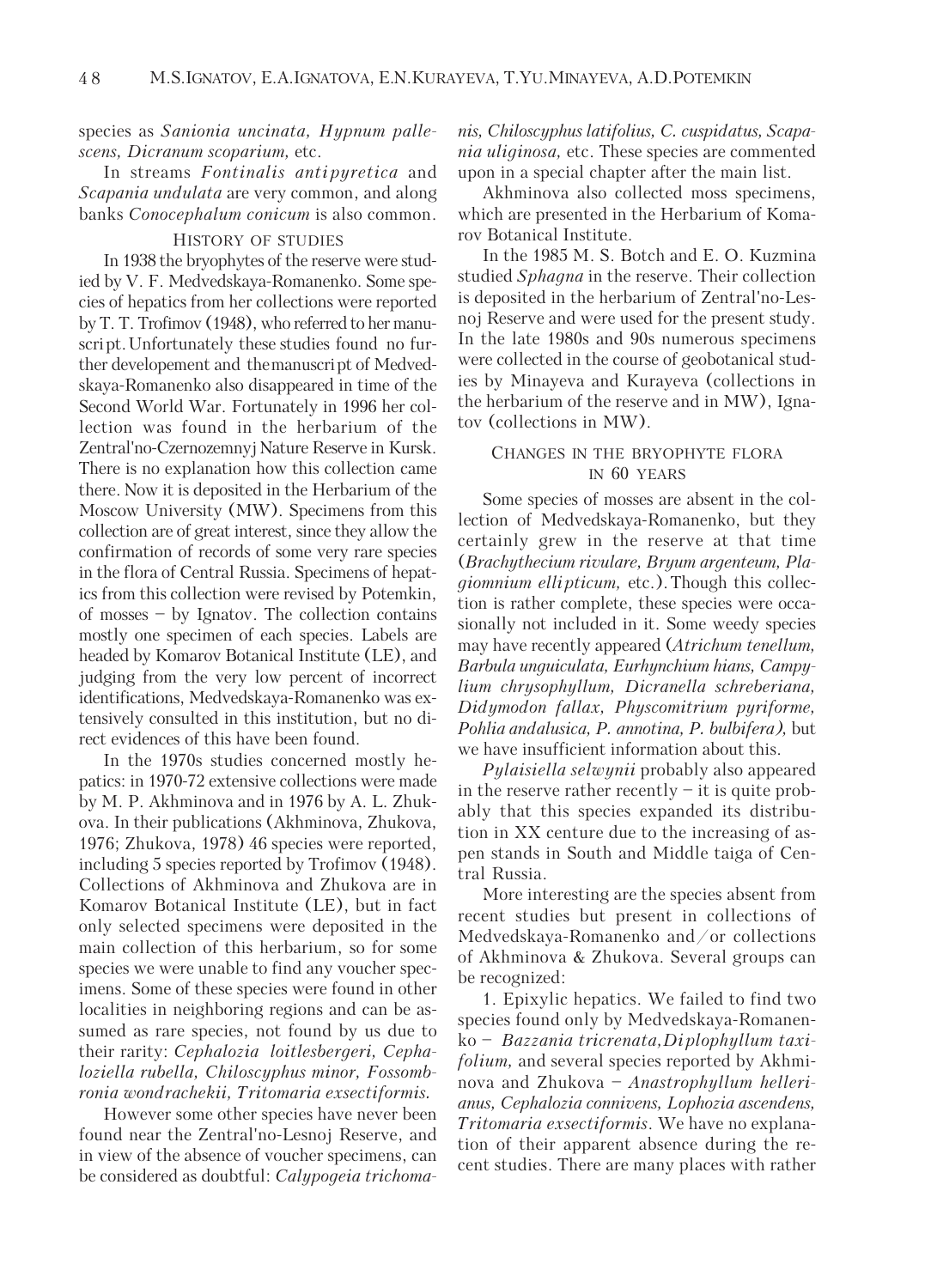species as *Sanionia uncinata, Hypnum pallescens, Dicranum scoparium,* etc.

In streams *Fontinalis antipyretica* and *Scapania undulata* are very common, and along banks *Conocephalum conicum* is also common.

## History of studies

In 1938 the bryophytes of the reserve were studied by V. F. Medvedskaya-Romanenko. Some species of hepatics from her collections were reported by T. T. Trofimov (1948), who referred to her manuscript. Unfortunately these studies found no further developement and the manuscript of Medvedskaya-Romanenko also disappeared in time of the Second World War. Fortunately in 1996 her collection was found in the herbarium of the Zentral'no-Czernozemnyj Nature Reserve in Kursk. There is no explanation how this collection came there. Now it is deposited in the Herbarium of the Moscow University (MW). Specimens from this collection are of great interest, since they allow the confirmation of records of some very rare species in the flora of Central Russia. Specimens of hepatics from this collection were revised by Potemkin, of mosses – by Ignatov. The collection contains mostly one specimen of each species. Labels are headed by Komarov Botanical Institute (LE), and judging from the very low percent of incorrect identifications, Medvedskaya-Romanenko was extensively consulted in this institution, but no direct evidences of this have been found.

In the 1970s studies concerned mostly hepatics: in 1970-72 extensive collections were made by M. P. Akhminova and in 1976 by A. L. Zhukova. In their publications (Akhminova, Zhukova, 1976; Zhukova, 1978) 46 species were reported, including 5 species reported by Trofimov (1948). Collections of Akhminova and Zhukova are in Komarov Botanical Institute (LE), but in fact only selected specimens were deposited in the main collection of this herbarium, so for some species we were unable to find any voucher specimens. Some of these species were found in other localities in neighboring regions and can be assumed as rare species, not found by us due to their rarity: *Cephalozia loitlesbergeri, Cephaloziella rubella, Chiloscyphus minor, Fossombronia wondrachekii, Tritomaria exsectiformis.*

However some other species have never been found near the Zentral'no-Lesnoj Reserve, and in view of the absence of voucher specimens, can be considered as doubtful: *Calypogeia trichomanis, Chiloscyphus latifolius, C. cuspidatus, Scapania uliginosa,* etc. These species are commented upon in a special chapter after the main list.

Akhminova also collected moss specimens, which are presented in the Herbarium of Komarov Botanical Institute.

In the 1985 M. S. Botch and E. O. Kuzmina studied *Sphagna* in the reserve. Their collection is deposited in the herbarium of Zentral'no-Lesnoj Reserve and were used for the present study. In the late 1980s and 90s numerous specimens were collected in the course of geobotanical studies by Minayeva and Kurayeva (collections in the herbarium of the reserve and in MW), Ignatov (collections in MW).

## Changes in the bryophyte flora in 60 years

Some species of mosses are absent in the collection of Medvedskaya-Romanenko, but they certainly grew in the reserve at that time (*Brachythecium rivulare, Bryum argenteum, Plagiomnium ellipticum,* etc.). Though this collection is rather complete, these species were occasionally not included in it. Some weedy species may have recently appeared (*Atrichum tenellum, Barbula unguiculata, Eurhynchium hians, Campylium chrysophyllum, Dicranella schreberiana, Didymodon fallax, Physcomitrium pyriforme, Pohlia andalusica, P. annotina, P. bulbifera),* but we have insufficient information about this.

*Pylaisiella selwynii* probably also appeared in the reserve rather recently – it is quite probably that this species expanded its distribution in XX centure due to the increasing of aspen stands in South and Middle taiga of Central Russia.

More interesting are the species absent from recent studies but present in collections of Medvedskaya-Romanenko and/or collections of Akhminova & Zhukova. Several groups can be recognized:

1. Epixylic hepatics. We failed to find two species found only by Medvedskaya-Romanenko – *Bazzania tricrenata, Diplophyllum taxifolium,* and several species reported by Akhminova and Zhukova – *Anastrophyllum hellerianus, Cephalozia connivens, Lophozia ascendens, Tritomaria exsectiformis.* We have no explanation of their apparent absence during the recent studies. There are many places with rather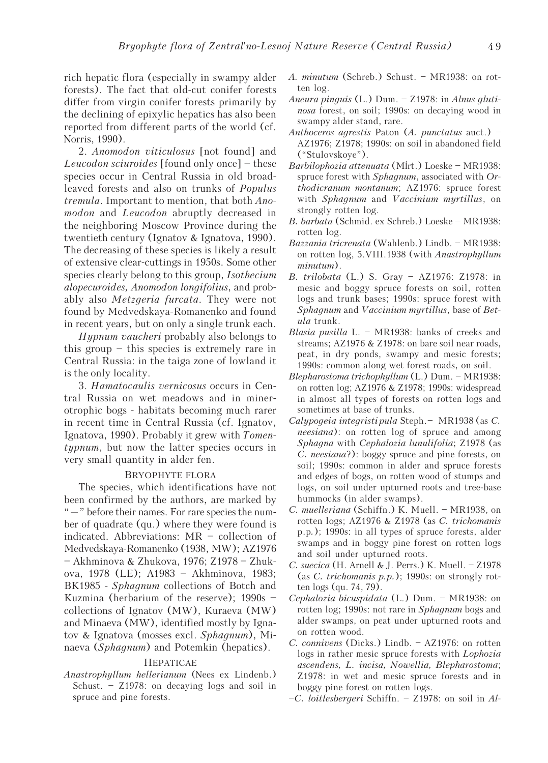rich hepatic flora (especially in swampy alder forests). The fact that old-cut conifer forests differ from virgin conifer forests primarily by the declining of epixylic hepatics has also been reported from different parts of the world (cf. Norris, 1990).

2. *Anomodon viticulosus* [not found] and *Leucodon sciuroides* [found only once] – these species occur in Central Russia in old broad-leaved forests and also on trunks of *Populus tremula*. Important to mention, that both *Anomodon* and *Leucodon* abruptly decreased in the neighboring Moscow Province during the twentieth century (Ignatov & Ignatova, 1990). The decreasing of these species is likely a result of extensive clear-cuttings in 1950s. Some other species clearly belong to this group, *Isothecium alopecuroides, Anomodon longifolius*, and probably also *Metzgeria furcata*. They were not found by Medvedskaya-Romanenko and found in recent years, but on only a single trunk each.

*Hypnum vaucheri* probably also belongs to this group – this species is extremely rare in Central Russia: in the taiga zone of lowland it is the only locality.

3. *Hamatocaulis vernicosus* occurs in Central Russia on wet meadows and in minerotrophic bogs - habitats becoming much rarer in recent time in Central Russia (cf. Ignatov, Ignatova, 1990). Probably it grew with *Tomentypnum*, but now the latter species occurs in very small quantity in alder fen.

## BRYOPHYTE FLORA

The species, which identifications have not been confirmed by the authors, are marked by "–" before their names. For rare species the number of quadrate (qu.) where they were found is indicated. Abbreviations: MR – collection of Medvedskaya-Romanenko (1938, MW); AZ1976 – Akhminova & Zhukova, 1976; Z1978 – Zhukova, 1978 (LE); A1983 – Akhminova, 1983; BK1985 - *Sphagnum* collections of Botch and Kuzmina (herbarium of the reserve); 1990s – collections of Ignatov (MW), Kuraeva (MW) and Minaeva (MW), identified mostly by Ignatov & Ignatova (mosses excl. *Sphagnum*), Minaeva (*Sphagnum*) and Potemkin (hepatics).

### HEPATICAE

*Anastrophyllum hellerianum* (Nees ex Lindenb.) Schust. – Z1978: on decaying logs and soil in spruce and pine forests.

*A. minutum* (Schreb.) Schust. – MR1938: on rotten log.

*Aneura pinguis* (L.) Dum. – Z1978: in *Alnus glutinosa* forest, on soil; 1990s: on decaying wood in swampy alder stand, rare.

*Anthoceros agrestis* Paton (*A. punctatus* auct.) – AZ1976; Z1978; 1990s: on soil in abandoned field ("Stulovskoye").

*Barbilophozia attenuata* (Mĺrt.) Loeske – MR1938: spruce forest with *Sphagnum*, associated with *Orthodicranum montanum*; AZ1976: spruce forest with *Sphagnum* and *Vaccinium myrtillus*, on strongly rotten log.

*B. barbata* (Schmid. ex Schreb.) Loeske – MR1938: rotten log.

*Bazzania tricrenata* (Wahlenb.) Lindb. – MR1938: on rotten log, 5.VIII.1938 (with *Anastrophyllum minutum*).

*B. trilobata* (L.) S. Gray – AZ1976: Z1978: in mesic and boggy spruce forests on soil, rotten logs and trunk bases; 1990s: spruce forest with *Sphagnum* and *Vaccinium myrtillus*, base of *Betula* trunk.

*Blasia pusilla* L. – MR1938: banks of creeks and streams; AZ1976 & Z1978: on bare soil near roads, peat, in dry ponds, swampy and mesic forests; 1990s: common along wet forest roads, on soil.

*Blepharostoma trichophyllum* (L.) Dum. – MR1938: on rotten log; AZ1976 & Z1978; 1990s: widespread in almost all types of forests on rotten logs and sometimes at base of trunks.

*Calypogeia integristipula* Steph.– MR1938 (as *C. neesiana*): on rotten log of spruce and among *Sphagna* with *Cephalozia lunulifolia*; Z1978 (as *C. neesiana*?): boggy spruce and pine forests, on soil; 1990s: common in alder and spruce forests and edges of bogs, on rotten wood of stumps and logs, on soil under upturned roots and tree-base hummocks (in alder swamps).

*C. muelleriana* (Schiffn.) K. Muell. – MR1938, on rotten logs; AZ1976 & Z1978 (as *C. trichomanis* p.p.); 1990s: in all types of spruce forests, alder swamps and in boggy pine forest on rotten logs and soil under upturned roots.

*C. suecica* (H. Arnell & J. Perrs.) K. Muell. – Z1978 (as *C. trichomanis p.p.*); 1990s: on strongly rotten logs (qu. 74, 79).

*Cephalozia bicuspidata* (L.) Dum. – MR1938: on rotten log; 1990s: not rare in *Sphagnum* bogs and alder swamps, on peat under upturned roots and on rotten wood.

*C. connivens* (Dicks.) Lindb. – AZ1976: on rotten logs in rather mesic spruce forests with *Lophozia ascendens, L. incisa, Nowellia, Blepharostoma*; Z1978: in wet and mesic spruce forests and in boggy pine forest on rotten logs.

–*C. loitlesbergeri* Schiffn. – Z1978: on soil in *Al-*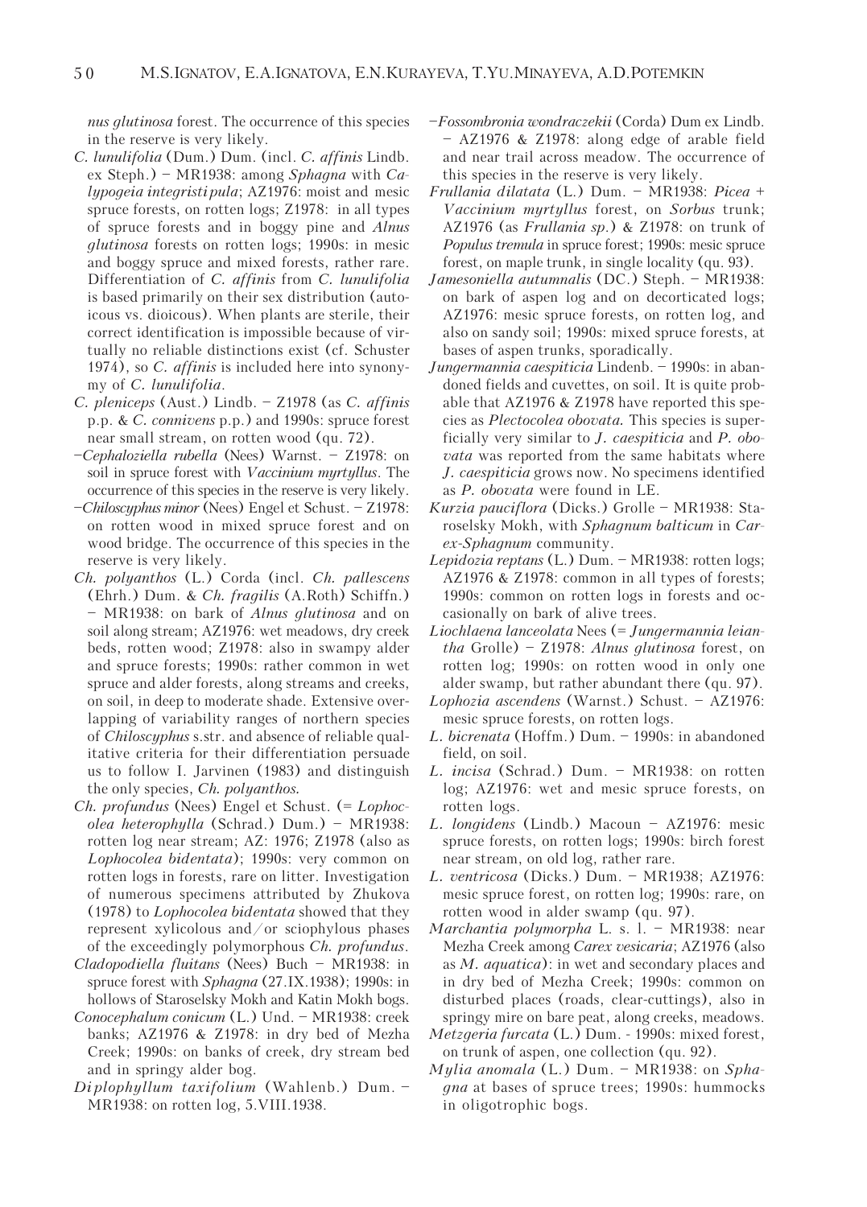*nus glutinosa* forest. The occurrence of this species in the reserve is very likely.

*C. lunulifolia* (Dum.) Dum. (incl. *C. affinis* Lindb. ex Steph.) – MR1938: among *Sphagna* with *Calypogeia integristipula*; AZ1976: moist and mesic spruce forests, on rotten logs; Z1978: in all types of spruce forests and in boggy pine and *Alnus glutinosa* forests on rotten logs; 1990s: in mesic and boggy spruce and mixed forests, rather rare. Differentiation of *C. affinis* from *C. lunulifolia* is based primarily on their sex distribution (autoicous vs. dioicous). When plants are sterile, their correct identification is impossible because of virtually no reliable distinctions exist (cf. Schuster 1974), so *C. affinis* is included here into synonymy of *C. lunulifolia*.

*C. pleniceps* (Aust.) Lindb. – Z1978 (as *C. affinis* p.p. & *C. connivens* p.p.) and 1990s: spruce forest near small stream, on rotten wood (qu. 72).

–*Cephaloziella rubella* (Nees) Warnst. – Z1978: on soil in spruce forest with *Vaccinium myrtyllus*. The occurrence of this species in the reserve is very likely.

–*Chiloscyphus minor* (Nees) Engel et Schust. – Z1978: on rotten wood in mixed spruce forest and on wood bridge. The occurrence of this species in the reserve is very likely.

*Ch. polyanthos* (L.) Corda (incl. *Ch. pallescens* (Ehrh.) Dum. & *Ch. fragilis* (A.Roth) Schiffn.) – MR1938: on bark of *Alnus glutinosa* and on soil along stream; AZ1976: wet meadows, dry creek beds, rotten wood; Z1978: also in swampy alder and spruce forests; 1990s: rather common in wet spruce and alder forests, along streams and creeks, on soil, in deep to moderate shade. Extensive overlapping of variability ranges of northern species of *Chiloscyphus* s.str. and absence of reliable qualitative criteria for their differentiation persuade us to follow I. Jarvinen (1983) and distinguish the only species, *Ch. polyanthos.*

*Ch. profundus* (Nees) Engel et Schust. (= *Lophocolea heterophylla* (Schrad.) Dum.) – MR1938: rotten log near stream; AZ: 1976; Z1978 (also as *Lophocolea bidentata*); 1990s: very common on rotten logs in forests, rare on litter. Investigation of numerous specimens attributed by Zhukova (1978) to *Lophocolea bidentata* showed that they represent xylicolous and/or sciophylous phases of the exceedingly polymorphous *Ch. profundus*.

*Cladopodiella fluitans* (Nees) Buch – MR1938: in spruce forest with *Sphagna* (27.IX.1938); 1990s: in hollows of Staroselsky Mokh and Katin Mokh bogs.

*Conocephalum conicum* (L.) Und. – MR1938: creek banks; AZ1976 & Z1978: in dry bed of Mezha Creek; 1990s: on banks of creek, dry stream bed and in springy alder bog.

*Diplophyllum taxifolium* (Wahlenb.) Dum. – MR1938: on rotten log, 5.VIII.1938.

–*Fossombronia wondraczekii* (Corda) Dum ex Lindb. – AZ1976 & Z1978: along edge of arable field and near trail across meadow. The occurrence of this species in the reserve is very likely.

*Frullania dilatata* (L.) Dum. – MR1938: *Picea* + *Vaccinium myrtyllus* forest, on *Sorbus* trunk; AZ1976 (as *Frullania sp.*) & Z1978: on trunk of *Populus tremula* in spruce forest; 1990s: mesic spruce forest, on maple trunk, in single locality (qu. 93).

*Jamesoniella autumnalis* (DC.) Steph. – MR1938: on bark of aspen log and on decorticated logs; AZ1976: mesic spruce forests, on rotten log, and also on sandy soil; 1990s: mixed spruce forests, at bases of aspen trunks, sporadically.

*Jungermannia caespiticia* Lindenb. – 1990s: in abandoned fields and cuvettes, on soil. It is quite probable that AZ1976 & Z1978 have reported this species as *Plectocolea obovata.* This species is superficially very similar to *J. caespiticia* and *P. obovata* was reported from the same habitats where *J. caespiticia* grows now. No specimens identified as *P. obovata* were found in LE.

*Kurzia pauciflora* (Dicks.) Grolle – MR1938: Staroselsky Mokh, with *Sphagnum balticum* in *Carex-Sphagnum* community.

*Lepidozia reptans* (L.) Dum. – MR1938: rotten logs; AZ1976 & Z1978: common in all types of forests; 1990s: common on rotten logs in forests and occasionally on bark of alive trees.

*Liochlaena lanceolata* Nees (= *Jungermannia leiantha* Grolle) – Z1978: *Alnus glutinosa* forest, on rotten log; 1990s: on rotten wood in only one alder swamp, but rather abundant there (qu. 97).

*Lophozia ascendens* (Warnst.) Schust. – AZ1976: mesic spruce forests, on rotten logs.

*L. bicrenata* (Hoffm.) Dum. – 1990s: in abandoned field, on soil.

*L. incisa* (Schrad.) Dum. – MR1938: on rotten log; AZ1976: wet and mesic spruce forests, on rotten logs.

*L. longidens* (Lindb.) Macoun – AZ1976: mesic spruce forests, on rotten logs; 1990s: birch forest near stream, on old log, rather rare.

*L. ventricosa* (Dicks.) Dum. – MR1938; AZ1976: mesic spruce forest, on rotten log; 1990s: rare, on rotten wood in alder swamp (qu. 97).

*Marchantia polymorpha* L. s. l. – MR1938: near Mezha Creek among *Carex vesicaria*; AZ1976 (also as *M. aquatica*): in wet and secondary places and in dry bed of Mezha Creek; 1990s: common on disturbed places (roads, clear-cuttings), also in springy mire on bare peat, along creeks, meadows.

*Metzgeria furcata* (L.) Dum. - 1990s: mixed forest, on trunk of aspen, one collection (qu. 92).

*Mylia anomala* (L.) Dum. – MR1938: on *Sphagna* at bases of spruce trees; 1990s: hummocks in oligotrophic bogs.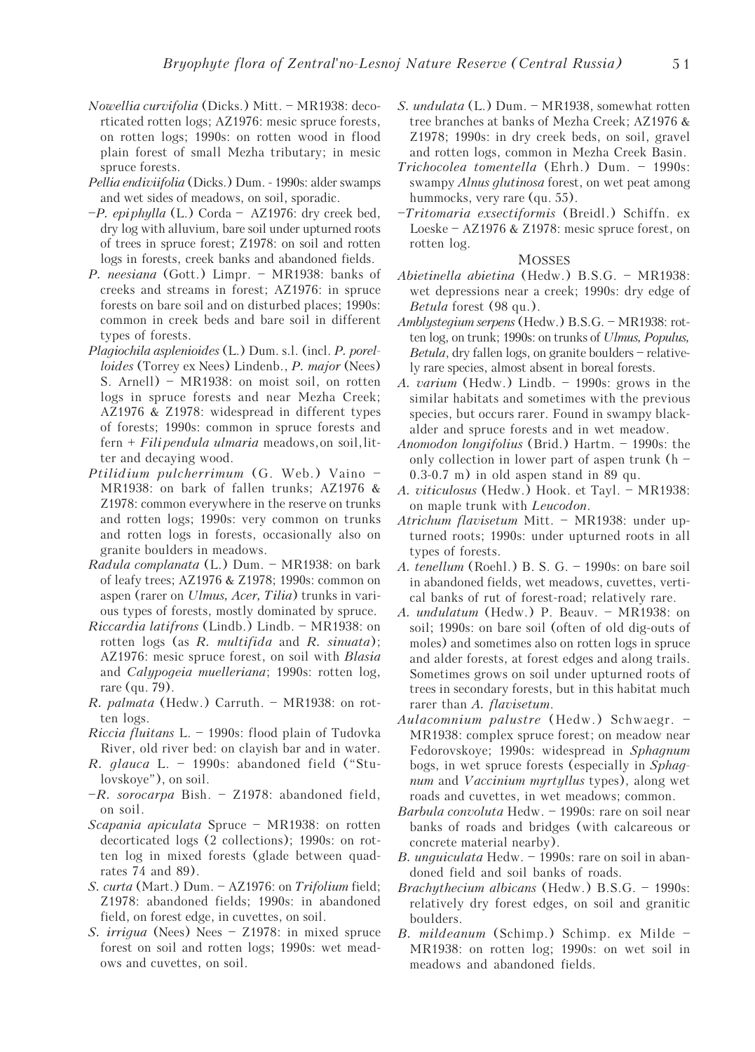*Nowellia curvifolia* (Dicks.) Mitt. – MR1938: decorticated rotten logs; AZ1976: mesic spruce forests, on rotten logs; 1990s: on rotten wood in flood plain forest of small Mezha tributary; in mesic spruce forests.

*Pellia endiviifolia* (Dicks.) Dum. - 1990s: alder swamps and wet sides of meadows, on soil, sporadic.

–*P. epiphylla* (L.) Corda – AZ1976: dry creek bed, dry log with alluvium, bare soil under upturned roots of trees in spruce forest; Z1978: on soil and rotten logs in forests, creek banks and abandoned fields.

*P. neesiana* (Gott.) Limpr. – MR1938: banks of creeks and streams in forest; AZ1976: in spruce forests on bare soil and on disturbed places; 1990s: common in creek beds and bare soil in different types of forests.

*Plagiochila asplenioides* (L.) Dum. s.l. (incl. *P. porelloides* (Torrey ex Nees) Lindenb., *P. major* (Nees) S. Arnell) – MR1938: on moist soil, on rotten logs in spruce forests and near Mezha Creek; AZ1976 & Z1978: widespread in different types of forests; 1990s: common in spruce forests and fern + *Filipendula ulmaria* meadows, on soil, litter and decaying wood.

*Ptilidium pulcherrimum* (G. Web.) Vaino – MR1938: on bark of fallen trunks; AZ1976 & Z1978: common everywhere in the reserve on trunks and rotten logs; 1990s: very common on trunks and rotten logs in forests, occasionally also on granite boulders in meadows.

*Radula complanata* (L.) Dum. – MR1938: on bark of leafy trees; AZ1976 & Z1978; 1990s: common on aspen (rarer on *Ulmus, Acer, Tilia*) trunks in various types of forests, mostly dominated by spruce.

*Riccardia latifrons* (Lindb.) Lindb. – MR1938: on rotten logs (as *R. multifida* and *R. sinuata*); AZ1976: mesic spruce forest, on soil with *Blasia* and *Calypogeia muelleriana*; 1990s: rotten log, rare (qu. 79).

*R. palmata* (Hedw.) Carruth. – MR1938: on rotten logs.

*Riccia fluitans* L. – 1990s: flood plain of Tudovka River, old river bed: on clayish bar and in water.

*R. glauca* L. – 1990s: abandoned field ("Stulovskoye"), on soil.

–*R. sorocarpa* Bish. – Z1978: abandoned field, on soil.

*Scapania apiculata* Spruce – MR1938: on rotten decorticated logs (2 collections); 1990s: on rotten log in mixed forests (glade between quadrates 74 and 89).

*S. curta* (Mart.) Dum. – AZ1976: on *Trifolium* field; Z1978: abandoned fields; 1990s: in abandoned field, on forest edge, in cuvettes, on soil.

*S. irrigua* (Nees) Nees – Z1978: in mixed spruce forest on soil and rotten logs; 1990s: wet meadows and cuvettes, on soil.

*S. undulata* (L.) Dum. – MR1938, somewhat rotten tree branches at banks of Mezha Creek; AZ1976 & Z1978; 1990s: in dry creek beds, on soil, gravel and rotten logs, common in Mezha Creek Basin.

*Trichocolea tomentella* (Ehrh.) Dum. – 1990s: swampy *Alnus glutinosa* forest, on wet peat among hummocks, very rare (qu. 55).

–*Tritomaria exsectiformis* (Breidl.) Schiffn. ex Loeske – AZ1976 & Z1978: mesic spruce forest, on rotten log.

## MOSSES

*Abietinella abietina* (Hedw.) B.S.G. – MR1938: wet depressions near a creek; 1990s: dry edge of *Betula* forest (98 qu.).

*Amblystegium serpens* (Hedw.) B.S.G. – MR1938: rotten log, on trunk; 1990s: on trunks of *Ulmus, Populus, Betula*, dry fallen logs, on granite boulders – relatively rare species, almost absent in boreal forests.

*A. varium* (Hedw.) Lindb. – 1990s: grows in the similar habitats and sometimes with the previous species, but occurs rarer. Found in swampy black-alder and spruce forests and in wet meadow.

*Anomodon longifolius* (Brid.) Hartm. – 1990s: the only collection in lower part of aspen trunk (h – 0.3-0.7 m) in old aspen stand in 89 qu.

*A. viticulosus* (Hedw.) Hook. et Tayl. – MR1938: on maple trunk with *Leucodon*.

*Atrichum flavisetum* Mitt. – MR1938: under upturned roots; 1990s: under upturned roots in all types of forests.

*A. tenellum* (Roehl.) B. S. G. – 1990s: on bare soil in abandoned fields, wet meadows, cuvettes, vertical banks of rut of forest-road; relatively rare.

*A. undulatum* (Hedw.) P. Beauv. – MR1938: on soil; 1990s: on bare soil (often of old dig-outs of moles) and sometimes also on rotten logs in spruce and alder forests, at forest edges and along trails. Sometimes grows on soil under upturned roots of trees in secondary forests, but in this habitat much rarer than *A. flavisetum*.

*Aulacomnium palustre* (Hedw.) Schwaegr. – MR1938: complex spruce forest; on meadow near Fedorovskoye; 1990s: widespread in *Sphagnum* bogs, in wet spruce forests (especially in *Sphagnum* and *Vaccinium myrtyllus* types), along wet roads and cuvettes, in wet meadows; common.

*Barbula convoluta* Hedw. – 1990s: rare on soil near banks of roads and bridges (with calcareous or concrete material nearby).

*B. unguiculata* Hedw. – 1990s: rare on soil in abandoned field and soil banks of roads.

*Brachythecium albicans* (Hedw.) B.S.G. – 1990s: relatively dry forest edges, on soil and granitic boulders.

*B. mildeanum* (Schimp.) Schimp. ex Milde – MR1938: on rotten log; 1990s: on wet soil in meadows and abandoned fields.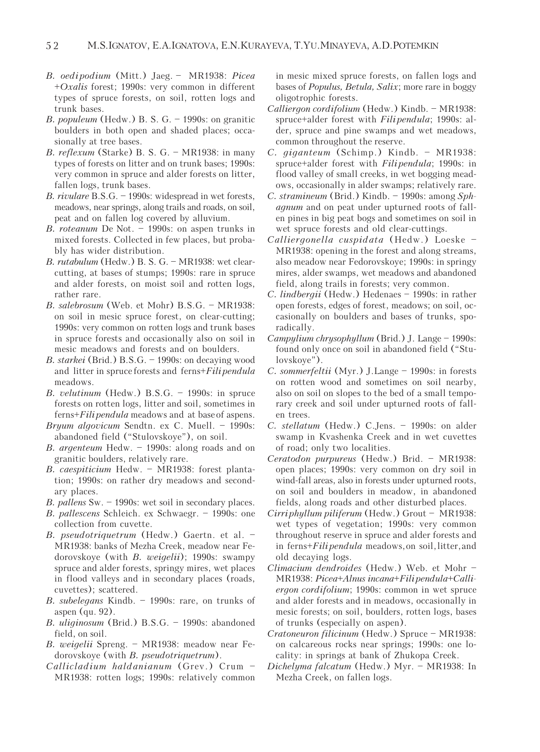*B. oedipodium* (Mitt.) Jaeg. – MR1938: *Picea* +*Oxalis* forest; 1990s: very common in different types of spruce forests, on soil, rotten logs and trunk bases.

*B. populeum* (Hedw.) B. S. G. – 1990s: on granitic boulders in both open and shaded places; occasionally at tree bases.

*B. reflexum* (Starke) B. S. G. – MR1938: in many types of forests on litter and on trunk bases; 1990s: very common in spruce and alder forests on litter, fallen logs, trunk bases.

*B. rivulare* B.S.G. – 1990s: widespread in wet forests, meadows, near springs, along trails and roads, on soil, peat and on fallen log covered by alluvium.

*B. roteanum* De Not. – 1990s: on aspen trunks in mixed forests. Collected in few places, but probably has wider distribution.

*B. rutabulum* (Hedw.) B. S. G. – MR1938: wet clear-cutting, at bases of stumps; 1990s: rare in spruce and alder forests, on moist soil and rotten logs, rather rare.

*B. salebrosum* (Web. et Mohr) B.S.G. – MR1938: on soil in mesic spruce forest, on clear-cutting; 1990s: very common on rotten logs and trunk bases in spruce forests and occasionally also on soil in mesic meadows and forests and on boulders.

*B. starkei* (Brid.) B.S.G. – 1990s: on decaying wood and litter in spruce forests and ferns+*Filipendula* meadows.

*B. velutinum* (Hedw.) B.S.G. – 1990s: in spruce forests on rotten logs, litter and soil, sometimes in ferns+*Filipendula* meadows and at base of aspens.

*Bryum algovicum* Sendtn. ex C. Muell. – 1990s: abandoned field ("Stulovskoye"), on soil.

*B. argenteum* Hedw. – 1990s: along roads and on granitic boulders, relatively rare.

*B. caespiticium* Hedw. – MR1938: forest plantation; 1990s: on rather dry meadows and secondary places.

*B. pallens* Sw. – 1990s: wet soil in secondary places.

*B. pallescens* Schleich. ex Schwaegr. – 1990s: one collection from cuvette.

*B. pseudotriquetrum* (Hedw.) Gaertn. et al. – MR1938: banks of Mezha Creek, meadow near Fedorovskoye (with *B. weigelii*); 1990s: swampy spruce and alder forests, springy mires, wet places in flood valleys and in secondary places (roads, cuvettes); scattered.

*B. subelegans* Kindb. – 1990s: rare, on trunks of aspen (qu. 92).

*B. uliginosum* (Brid.) B.S.G. – 1990s: abandoned field, on soil.

*B. weigelii* Spreng. – MR1938: meadow near Fedorovskoye (with *B. pseudotriquetrum*).

*Callicladium haldanianum* (Grev.) Crum – MR1938: rotten logs; 1990s: relatively common in mesic mixed spruce forests, on fallen logs and bases of *Populus, Betula, Salix*; more rare in boggy oligotrophic forests.

*Calliergon cordifolium* (Hedw.) Kindb. – MR1938: spruce+alder forest with *Filipendula*; 1990s: alder, spruce and pine swamps and wet meadows, common throughout the reserve.

*C. giganteum* (Schimp.) Kindb. – MR1938: spruce+alder forest with *Filipendula*; 1990s: in flood valley of small creeks, in wet bogging meadows, occasionally in alder swamps; relatively rare.

*C. stramineum* (Brid.) Kindb. – 1990s: among *Sphagnum* and on peat under upturned roots of fallen pines in big peat bogs and sometimes on soil in wet spruce forests and old clear-cuttings.

*Calliergonella cuspidata* (Hedw.) Loeske – MR1938: opening in the forest and along streams, also meadow near Fedorovskoye; 1990s: in springy mires, alder swamps, wet meadows and abandoned field, along trails in forests; very common.

*C. lindbergii* (Hedw.) Hedenaes – 1990s: in rather open forests, edges of forest, meadows; on soil, occasionally on boulders and bases of trunks, sporadically.

*Campylium chrysophyllum* (Brid.) J. Lange – 1990s: found only once on soil in abandoned field ("Stulovskoye").

*C. sommerfeltii* (Myr.) J.Lange – 1990s: in forests on rotten wood and sometimes on soil nearby, also on soil on slopes to the bed of a small temporary creek and soil under upturned roots of fallen trees.

*C. stellatum* (Hedw.) C.Jens. – 1990s: on alder swamp in Kvashenka Creek and in wet cuvettes of road; only two localities.

*Ceratodon purpureus* (Hedw.) Brid. – MR1938: open places; 1990s: very common on dry soil in wind-fall areas, also in forests under upturned roots, on soil and boulders in meadow, in abandoned fields, along roads and other disturbed places.

*Cirriphyllum piliferum* (Hedw.) Grout – MR1938: wet types of vegetation; 1990s: very common throughout reserve in spruce and alder forests and in ferns+*Filipendula* meadows, on soil, litter, and old decaying logs.

*Climacium dendroides* (Hedw.) Web. et Mohr – MR1938: *Picea*+*Alnus incana*+*Filipendula*+*Calliergon cordifolium*; 1990s: common in wet spruce and alder forests and in meadows, occasionally in mesic forests; on soil, boulders, rotten logs, bases of trunks (especially on aspen).

*Cratoneuron filicinum* (Hedw.) Spruce – MR1938: on calcareous rocks near springs; 1990s: one locality: in springs at bank of Zhukopa Creek.

*Dichelyma falcatum* (Hedw.) Myr. – MR1938: In Mezha Creek, on fallen logs.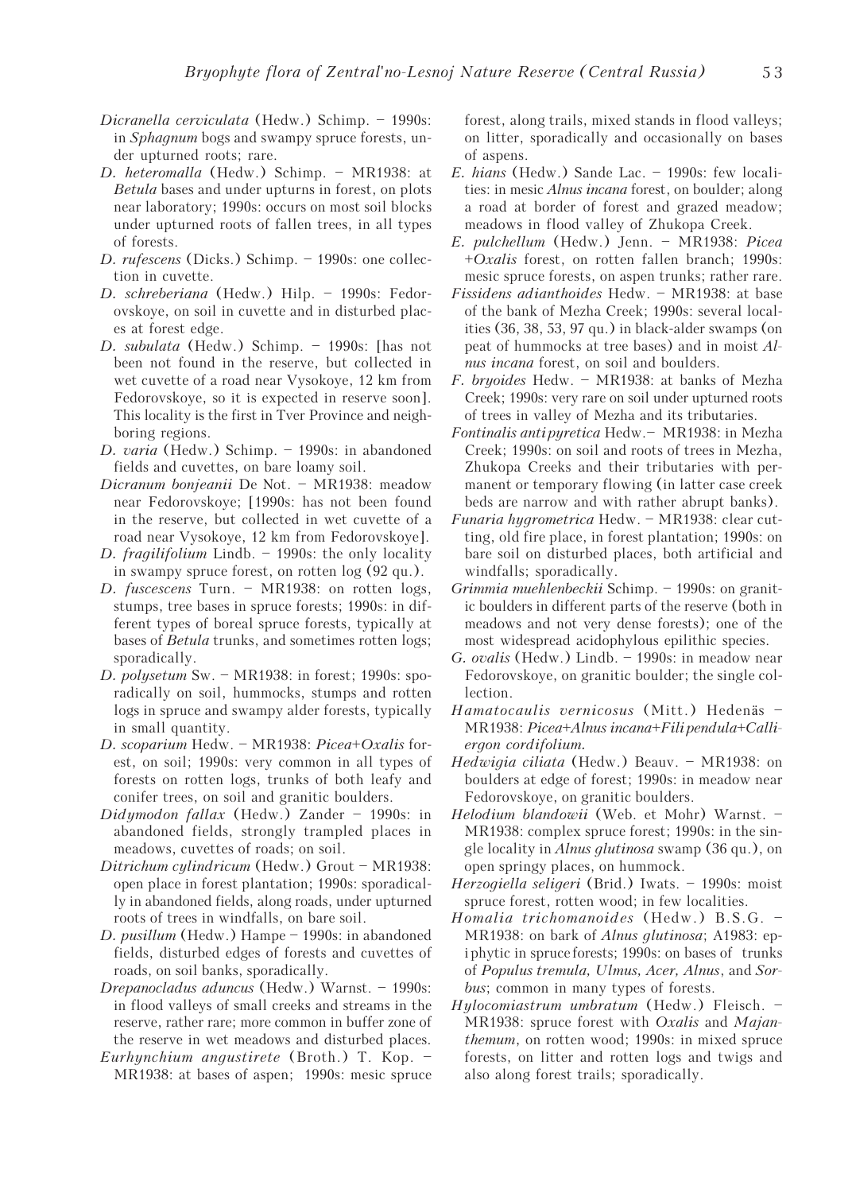*Dicranella cerviculata* (Hedw.) Schimp. – 1990s: in *Sphagnum* bogs and swampy spruce forests, under upturned roots; rare.

*D. heteromalla* (Hedw.) Schimp. – MR1938: at *Betula* bases and under upturns in forest, on plots near laboratory; 1990s: occurs on most soil blocks under upturned roots of fallen trees, in all types of forests.

*D. rufescens* (Dicks.) Schimp. – 1990s: one collection in cuvette.

*D. schreberiana* (Hedw.) Hilp. – 1990s: Fedorovskoye, on soil in cuvette and in disturbed places at forest edge.

*D. subulata* (Hedw.) Schimp. – 1990s: [has not been not found in the reserve, but collected in wet cuvette of a road near Vysokoye, 12 km from Fedorovskoye, so it is expected in reserve soon]. This locality is the first in Tver Province and neighboring regions.

*D. varia* (Hedw.) Schimp. – 1990s: in abandoned fields and cuvettes, on bare loamy soil.

*Dicranum bonjeanii* De Not. – MR1938: meadow near Fedorovskoye; [1990s: has not been found in the reserve, but collected in wet cuvette of a road near Vysokoye, 12 km from Fedorovskoye].

*D. fragilifolium* Lindb. – 1990s: the only locality in swampy spruce forest, on rotten log (92 qu.).

*D. fuscescens* Turn. – MR1938: on rotten logs, stumps, tree bases in spruce forests; 1990s: in different types of boreal spruce forests, typically at bases of *Betula* trunks, and sometimes rotten logs; sporadically.

*D. polysetum* Sw. – MR1938: in forest; 1990s: sporadically on soil, hummocks, stumps and rotten logs in spruce and swampy alder forests, typically in small quantity.

*D. scoparium* Hedw. – MR1938: *Picea*+*Oxalis* forest, on soil; 1990s: very common in all types of forests on rotten logs, trunks of both leafy and conifer trees, on soil and granitic boulders.

*Didymodon fallax* (Hedw.) Zander – 1990s: in abandoned fields, strongly trampled places in meadows, cuvettes of roads; on soil.

*Ditrichum cylindricum* (Hedw.) Grout – MR1938: open place in forest plantation; 1990s: sporadically in abandoned fields, along roads, under upturned roots of trees in windfalls, on bare soil.

*D. pusillum* (Hedw.) Hampe – 1990s: in abandoned fields, disturbed edges of forests and cuvettes of roads, on soil banks, sporadically.

*Drepanocladus aduncus* (Hedw.) Warnst. – 1990s: in flood valleys of small creeks and streams in the reserve, rather rare; more common in buffer zone of the reserve in wet meadows and disturbed places.

*Eurhynchium angustirete* (Broth.) T. Kop. – MR1938: at bases of aspen; 1990s: mesic spruce forest, along trails, mixed stands in flood valleys; on litter, sporadically and occasionally on bases of aspens.

*E. hians* (Hedw.) Sande Lac. – 1990s: few localities: in mesic *Alnus incana* forest, on boulder; along a road at border of forest and grazed meadow; meadows in flood valley of Zhukopa Creek.

*E. pulchellum* (Hedw.) Jenn. – MR1938: *Picea* +*Oxalis* forest, on rotten fallen branch; 1990s: mesic spruce forests, on aspen trunks; rather rare.

*Fissidens adianthoides* Hedw. – MR1938: at base of the bank of Mezha Creek; 1990s: several localities (36, 38, 53, 97 qu.) in black-alder swamps (on peat of hummocks at tree bases) and in moist *Alnus incana* forest, on soil and boulders.

*F. bryoides* Hedw. – MR1938: at banks of Mezha Creek; 1990s: very rare on soil under upturned roots of trees in valley of Mezha and its tributaries.

*Fontinalis antipyretica* Hedw.– MR1938: in Mezha Creek; 1990s: on soil and roots of trees in Mezha, Zhukopa Creeks and their tributaries with permanent or temporary flowing (in latter case creek beds are narrow and with rather abrupt banks).

*Funaria hygrometrica* Hedw. – MR1938: clear cutting, old fire place, in forest plantation; 1990s: on bare soil on disturbed places, both artificial and windfalls; sporadically.

*Grimmia muehlenbeckii* Schimp. – 1990s: on granitic boulders in different parts of the reserve (both in meadows and not very dense forests); one of the most widespread acidophylous epilithic species.

*G. ovalis* (Hedw.) Lindb. – 1990s: in meadow near Fedorovskoye, on granitic boulder; the single collection.

*Hamatocaulis vernicosus* (Mitt.) Hedenäs – MR1938: *Picea*+*Alnus incana*+*Filipendula*+*Calliergon cordifolium*.

*Hedwigia ciliata* (Hedw.) Beauv. – MR1938: on boulders at edge of forest; 1990s: in meadow near Fedorovskoye, on granitic boulders.

*Helodium blandowii* (Web. et Mohr) Warnst. – MR1938: complex spruce forest; 1990s: in the single locality in *Alnus glutinosa* swamp (36 qu.), on open springy places, on hummock.

*Herzogiella seligeri* (Brid.) Iwats. – 1990s: moist spruce forest, rotten wood; in few localities.

*Homalia trichomanoides* (Hedw.) B.S.G. – MR1938: on bark of *Alnus glutinosa*; A1983: epiphytic in spruce forests; 1990s: on bases of trunks of *Populus tremula, Ulmus, Acer, Alnus*, and *Sorbus*; common in many types of forests.

*Hylocomiastrum umbratum* (Hedw.) Fleisch. – MR1938: spruce forest with *Oxalis* and *Majanthemum*, on rotten wood; 1990s: in mixed spruce forests, on litter and rotten logs and twigs and also along forest trails; sporadically.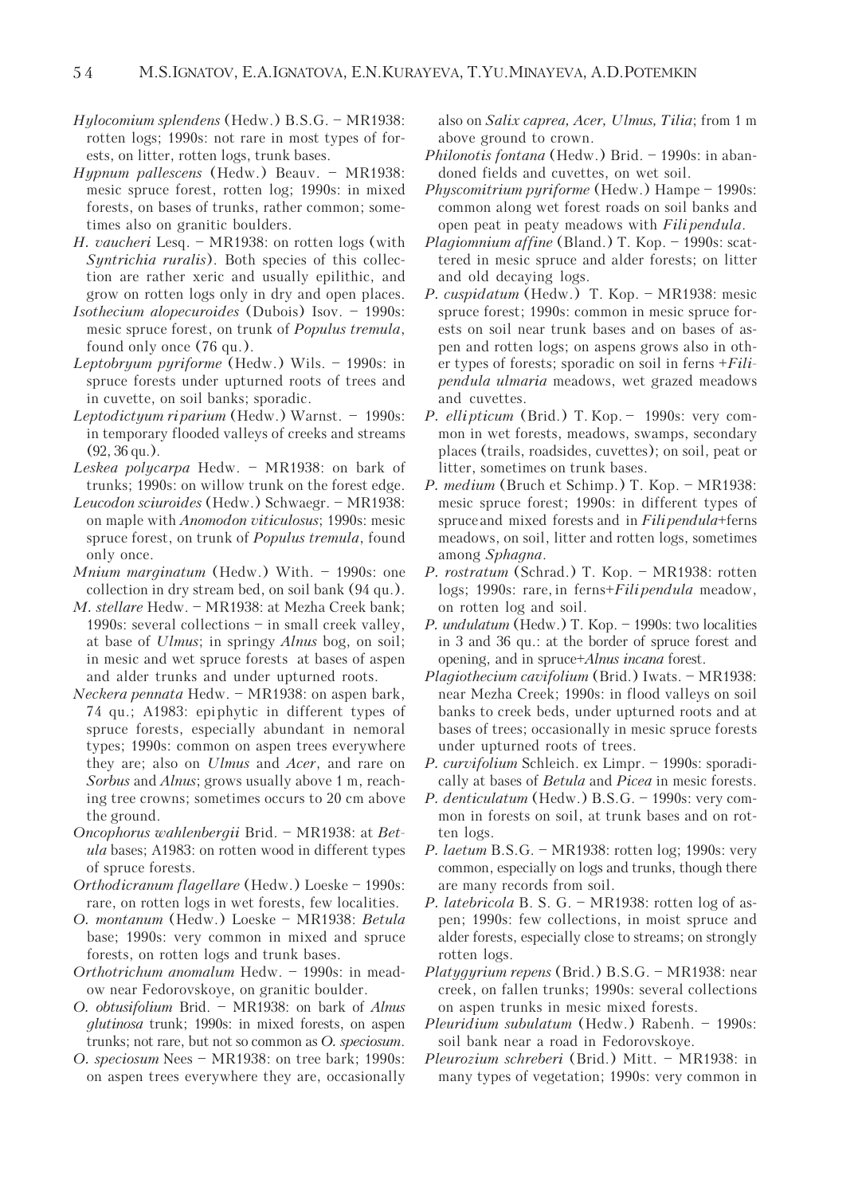*Hylocomium splendens* (Hedw.) B.S.G. – MR1938: rotten logs; 1990s: not rare in most types of forests, on litter, rotten logs, trunk bases.

*Hypnum pallescens* (Hedw.) Beauv. – MR1938: mesic spruce forest, rotten log; 1990s: in mixed forests, on bases of trunks, rather common; sometimes also on granitic boulders.

*H. vaucheri* Lesq. – MR1938: on rotten logs (with *Syntrichia ruralis*). Both species of this collection are rather xeric and usually epilithic, and grow on rotten logs only in dry and open places.

*Isothecium alopecuroides* (Dubois) Isov. – 1990s: mesic spruce forest, on trunk of *Populus tremula*, found only once (76 qu.).

*Leptobryum pyriforme* (Hedw.) Wils. – 1990s: in spruce forests under upturned roots of trees and in cuvette, on soil banks; sporadic.

*Leptodictyum riparium* (Hedw.) Warnst. – 1990s: in temporary flooded valleys of creeks and streams (92, 36 qu.).

*Leskea polycarpa* Hedw. – MR1938: on bark of trunks; 1990s: on willow trunk on the forest edge.

*Leucodon sciuroides* (Hedw.) Schwaegr. – MR1938: on maple with *Anomodon viticulosus*; 1990s: mesic spruce forest, on trunk of *Populus tremula*, found only once.

*Mnium marginatum* (Hedw.) With. – 1990s: one collection in dry stream bed, on soil bank (94 qu.).

*M. stellare* Hedw. – MR1938: at Mezha Creek bank; 1990s: several collections – in small creek valley, at base of *Ulmus*; in springy *Alnus* bog, on soil; in mesic and wet spruce forests at bases of aspen and alder trunks and under upturned roots.

*Neckera pennata* Hedw. – MR1938: on aspen bark, 74 qu.; A1983: epiphytic in different types of spruce forests, especially abundant in nemoral types; 1990s: common on aspen trees everywhere they are; also on *Ulmus* and *Acer*, and rare on *Sorbus* and *Alnus*; grows usually above 1 m, reaching tree crowns; sometimes occurs to 20 cm above the ground.

*Oncophorus wahlenbergii* Brid. – MR1938: at *Betula* bases; A1983: on rotten wood in different types of spruce forests.

*Orthodicranum flagellare* (Hedw.) Loeske – 1990s: rare, on rotten logs in wet forests, few localities.

*O. montanum* (Hedw.) Loeske – MR1938: *Betula* base; 1990s: very common in mixed and spruce forests, on rotten logs and trunk bases.

*Orthotrichum anomalum* Hedw. – 1990s: in meadow near Fedorovskoye, on granitic boulder.

*O. obtusifolium* Brid. – MR1938: on bark of *Alnus glutinosa* trunk; 1990s: in mixed forests, on aspen trunks; not rare, but not so common as *O. speciosum*.

*O. speciosum* Nees – MR1938: on tree bark; 1990s: on aspen trees everywhere they are, occasionally also on *Salix caprea, Acer, Ulmus, Tilia*; from 1 m above ground to crown.

*Philonotis fontana* (Hedw.) Brid. – 1990s: in abandoned fields and cuvettes, on wet soil.

*Physcomitrium pyriforme* (Hedw.) Hampe – 1990s: common along wet forest roads on soil banks and open peat in peaty meadows with *Filipendula*.

*Plagiomnium affine* (Bland.) T. Kop. – 1990s: scattered in mesic spruce and alder forests; on litter and old decaying logs.

*P. cuspidatum* (Hedw.) T. Kop. – MR1938: mesic spruce forest; 1990s: common in mesic spruce forests on soil near trunk bases and on bases of aspen and rotten logs; on aspens grows also in other types of forests; sporadic on soil in ferns +*Filipendula ulmaria* meadows, wet grazed meadows and cuvettes.

*P. ellipticum* (Brid.) T. Kop.– 1990s: very common in wet forests, meadows, swamps, secondary places (trails, roadsides, cuvettes); on soil, peat or litter, sometimes on trunk bases.

*P. medium* (Bruch et Schimp.) T. Kop. – MR1938: mesic spruce forest; 1990s: in different types of spruce and mixed forests and in *Filipendula*+ferns meadows, on soil, litter and rotten logs, sometimes among *Sphagna*.

*P. rostratum* (Schrad.) T. Kop. – MR1938: rotten logs; 1990s: rare, in ferns+*Filipendula* meadow, on rotten log and soil.

*P. undulatum* (Hedw.) T. Kop. – 1990s: two localities in 3 and 36 qu.: at the border of spruce forest and opening, and in spruce+*Alnus incana* forest.

*Plagiothecium cavifolium* (Brid.) Iwats. – MR1938: near Mezha Creek; 1990s: in flood valleys on soil banks to creek beds, under upturned roots and at bases of trees; occasionally in mesic spruce forests under upturned roots of trees.

*P. curvifolium* Schleich. ex Limpr. – 1990s: sporadically at bases of *Betula* and *Picea* in mesic forests.

*P. denticulatum* (Hedw.) B.S.G. – 1990s: very common in forests on soil, at trunk bases and on rotten logs.

*P. laetum* B.S.G. – MR1938: rotten log; 1990s: very common, especially on logs and trunks, though there are many records from soil.

*P. latebricola* B. S. G. – MR1938: rotten log of aspen; 1990s: few collections, in moist spruce and alder forests, especially close to streams; on strongly rotten logs.

*Platygyrium repens* (Brid.) B.S.G. – MR1938: near creek, on fallen trunks; 1990s: several collections on aspen trunks in mesic mixed forests.

*Pleuridium subulatum* (Hedw.) Rabenh. – 1990s: soil bank near a road in Fedorovskoye.

*Pleurozium schreberi* (Brid.) Mitt. – MR1938: in many types of vegetation; 1990s: very common in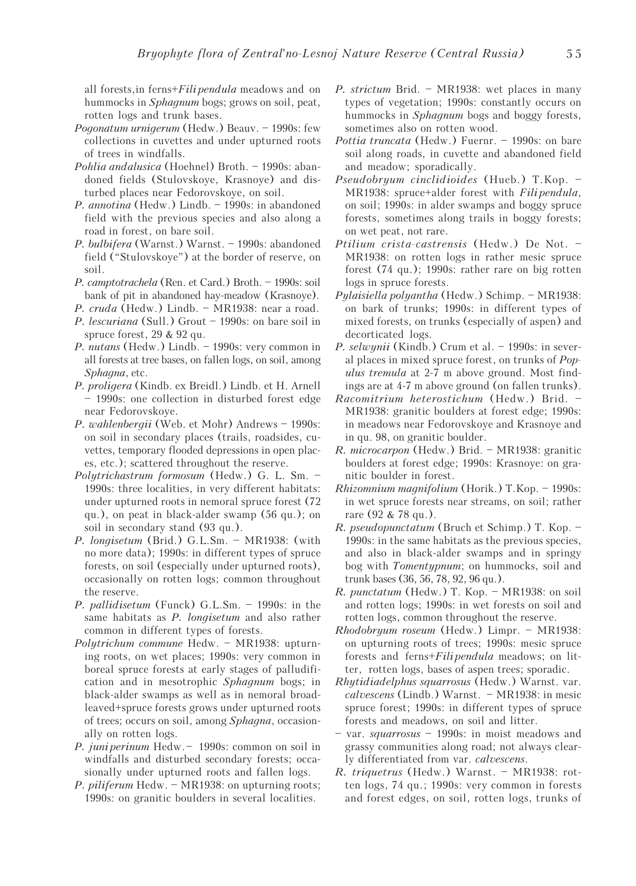all forests, in ferns+*Filipendula* meadows and on hummocks in *Sphagnum* bogs; grows on soil, peat, rotten logs and trunk bases.

*Pogonatum urnigerum* (Hedw.) Beauv. – 1990s: few collections in cuvettes and under upturned roots of trees in windfalls.

*Pohlia andalusica* (Hoehnel) Broth. – 1990s: abandoned fields (Stulovskoye, Krasnoye) and disturbed places near Fedorovskoye, on soil.

*P. annotina* (Hedw.) Lindb. – 1990s: in abandoned field with the previous species and also along a road in forest, on bare soil.

*P. bulbifera* (Warnst.) Warnst. – 1990s: abandoned field ("Stulovskoye") at the border of reserve, on soil.

*P. camptotrachela* (Ren. et Card.) Broth. – 1990s: soil bank of pit in abandoned hay-meadow (Krasnoye).

*P. cruda* (Hedw.) Lindb. – MR1938: near a road.

*P. lescuriana* (Sull.) Grout – 1990s: on bare soil in spruce forest, 29 & 92 qu.

*P. nutans* (Hedw.) Lindb. – 1990s: very common in all forests at tree bases, on fallen logs, on soil, among *Sphagna*, etc.

*P. proligera* (Kindb. ex Breidl.) Lindb. et H. Arnell – 1990s: one collection in disturbed forest edge near Fedorovskoye.

*P. wahlenbergii* (Web. et Mohr) Andrews – 1990s: on soil in secondary places (trails, roadsides, cuvettes, temporary flooded depressions in open places, etc.); scattered throughout the reserve.

*Polytrichastrum formosum* (Hedw.) G. L. Sm. – 1990s: three localities, in very different habitats: under upturned roots in nemoral spruce forest (72 qu.), on peat in black-alder swamp (56 qu.); on soil in secondary stand (93 qu.).

*P. longisetum* (Brid.) G.L.Sm. – MR1938: (with no more data); 1990s: in different types of spruce forests, on soil (especially under upturned roots), occasionally on rotten logs; common throughout the reserve.

*P. pallidisetum* (Funck) G.L.Sm. – 1990s: in the same habitats as *P. longisetum* and also rather common in different types of forests.

*Polytrichum commune* Hedw. – MR1938: upturning roots, on wet places; 1990s: very common in boreal spruce forests at early stages of palludification and in mesotrophic *Sphagnum* bogs; in black-alder swamps as well as in nemoral broad-leaved+spruce forests grows under upturned roots of trees; occurs on soil, among *Sphagna*, occasionally on rotten logs.

*P. juniperinum* Hedw.– 1990s: common on soil in windfalls and disturbed secondary forests; occasionally under upturned roots and fallen logs.

*P. piliferum* Hedw. – MR1938: on upturning roots; 1990s: on granitic boulders in several localities.

*P. strictum* Brid. – MR1938: wet places in many types of vegetation; 1990s: constantly occurs on hummocks in *Sphagnum* bogs and boggy forests, sometimes also on rotten wood.

*Pottia truncata* (Hedw.) Fuernr. – 1990s: on bare soil along roads, in cuvette and abandoned field and meadow; sporadically.

*Pseudobryum cinclidioides* (Hueb.) T.Kop. – MR1938: spruce+alder forest with *Filipendula*, on soil; 1990s: in alder swamps and boggy spruce forests, sometimes along trails in boggy forests; on wet peat, not rare.

*Ptilium crista-castrensis* (Hedw.) De Not. – MR1938: on rotten logs in rather mesic spruce forest (74 qu.); 1990s: rather rare on big rotten logs in spruce forests.

*Pylaisiella polyantha* (Hedw.) Schimp. – MR1938: on bark of trunks; 1990s: in different types of mixed forests, on trunks (especially of aspen) and decorticated logs.

*P. selwynii* (Kindb.) Crum et al. – 1990s: in several places in mixed spruce forest, on trunks of *Populus tremula* at 2-7 m above ground. Most findings are at 4-7 m above ground (on fallen trunks).

*Racomitrium heterostichum* (Hedw.) Brid. – MR1938: granitic boulders at forest edge; 1990s: in meadows near Fedorovskoye and Krasnoye and in qu. 98, on granitic boulder.

*R. microcarpon* (Hedw.) Brid. – MR1938: granitic boulders at forest edge; 1990s: Krasnoye: on granitic boulder in forest.

*Rhizomnium magnifolium* (Horik.) T.Kop. – 1990s: in wet spruce forests near streams, on soil; rather rare (92 & 78 qu.).

*R. pseudopunctatum* (Bruch et Schimp.) T. Kop. – 1990s: in the same habitats as the previous species, and also in black-alder swamps and in springy bog with *Tomentypnum*; on hummocks, soil and trunk bases (36, 56, 78, 92, 96 qu.).

*R. punctatum* (Hedw.) T. Kop. – MR1938: on soil and rotten logs; 1990s: in wet forests on soil and rotten logs, common throughout the reserve.

*Rhodobryum roseum* (Hedw.) Limpr. – MR1938: on upturning roots of trees; 1990s: mesic spruce forests and ferns+*Filipendula* meadows; on litter, rotten logs, bases of aspen trees; sporadic.

*Rhytidiadelphus squarrosus* (Hedw.) Warnst. var. *calvescens* (Lindb.) Warnst. – MR1938: in mesic spruce forest; 1990s: in different types of spruce forests and meadows, on soil and litter.

– var. *squarrosus* – 1990s: in moist meadows and grassy communities along road; not always clearly differentiated from var. *calvescens*.

*R. triquetrus* (Hedw.) Warnst. – MR1938: rotten logs, 74 qu.; 1990s: very common in forests and forest edges, on soil, rotten logs, trunks of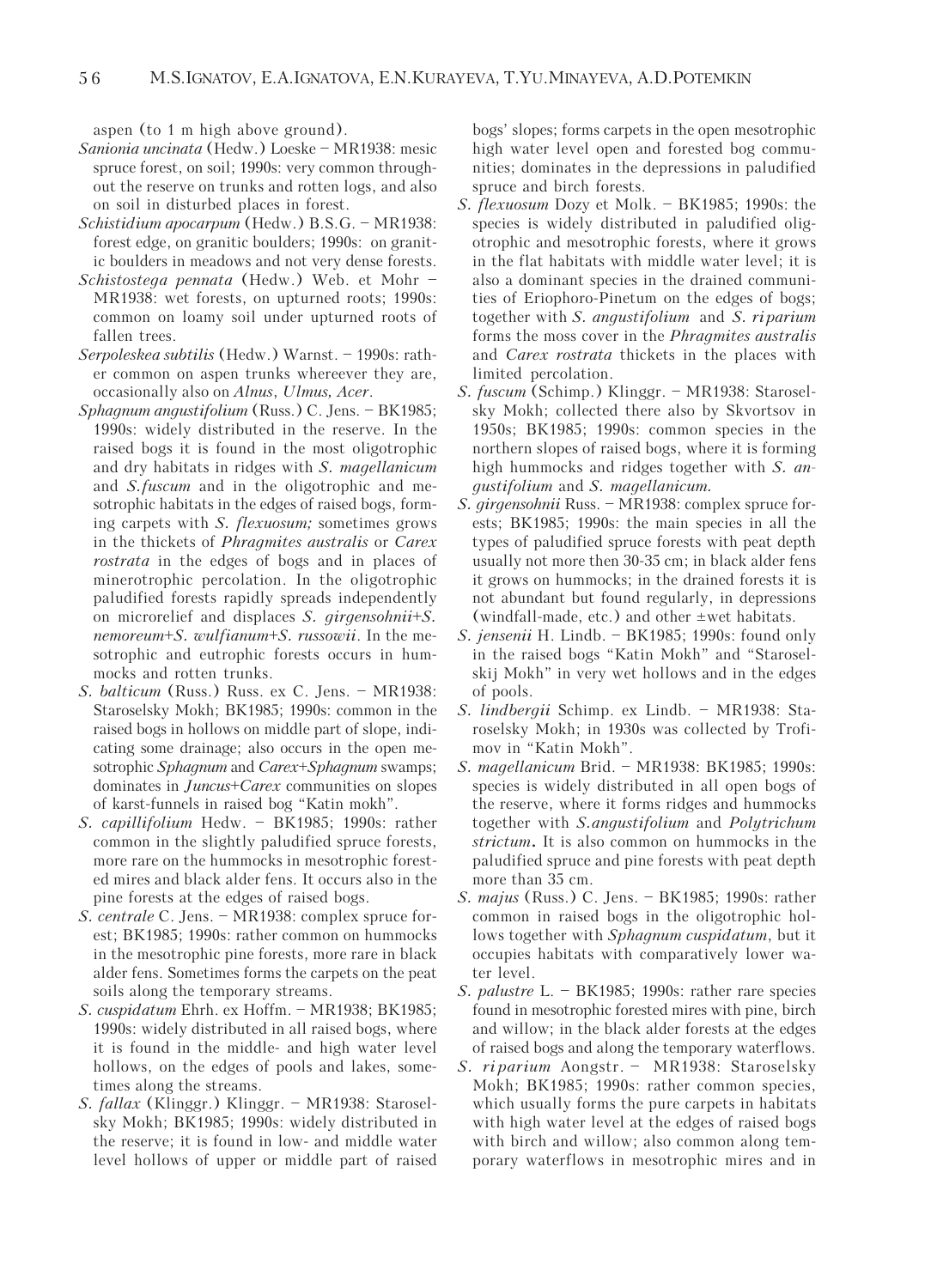aspen (to 1 m high above ground).

*Sanionia uncinata* (Hedw.) Loeske – MR1938: mesic spruce forest, on soil; 1990s: very common throughout the reserve on trunks and rotten logs, and also on soil in disturbed places in forest.

*Schistidium apocarpum* (Hedw.) B.S.G. – MR1938: forest edge, on granitic boulders; 1990s: on granitic boulders in meadows and not very dense forests.

*Schistostega pennata* (Hedw.) Web. et Mohr – MR1938: wet forests, on upturned roots; 1990s: common on loamy soil under upturned roots of fallen trees.

*Serpoleskea subtilis* (Hedw.) Warnst. – 1990s: rather common on aspen trunks whereever they are, occasionally also on *Alnus*, *Ulmus, Acer*.

*Sphagnum angustifolium* (Russ.) C. Jens. – BK1985; 1990s: widely distributed in the reserve. In the raised bogs it is found in the most oligotrophic and dry habitats in ridges with *S. magellanicum* and *S.fuscum* and in the oligotrophic and mesotrophic habitats in the edges of raised bogs, forming carpets with *S. flexuosum;* sometimes grows in the thickets of *Phragmites australis* or *Carex rostrata* in the edges of bogs and in places of minerotrophic percolation. In the oligotrophic paludified forests rapidly spreads independently on microrelief and displaces *S. girgensohnii*+*S. nemoreum*+*S. wulfianum*+*S. russowii*. In the mesotrophic and eutrophic forests occurs in hummocks and rotten trunks.

*S. balticum* (Russ.) Russ. ex C. Jens. – MR1938: Staroselsky Mokh; BK1985; 1990s: common in the raised bogs in hollows on middle part of slope, indicating some drainage; also occurs in the open mesotrophic *Sphagnum* and *Carex*+*Sphagnum* swamps; dominates in *Juncus*+*Carex* communities on slopes of karst-funnels in raised bog "Katin mokh".

*S. capillifolium* Hedw. – BK1985; 1990s: rather common in the slightly paludified spruce forests, more rare on the hummocks in mesotrophic forested mires and black alder fens. It occurs also in the pine forests at the edges of raised bogs.

*S. centrale* C. Jens. – MR1938: complex spruce forest; BK1985; 1990s: rather common on hummocks in the mesotrophic pine forests, more rare in black alder fens. Sometimes forms the carpets on the peat soils along the temporary streams.

*S. cuspidatum* Ehrh. ex Hoffm. – MR1938; BK1985; 1990s: widely distributed in all raised bogs, where it is found in the middle- and high water level hollows, on the edges of pools and lakes, sometimes along the streams.

*S. fallax* (Klinggr.) Klinggr. – MR1938: Staroselsky Mokh; BK1985; 1990s: widely distributed in the reserve; it is found in low- and middle water level hollows of upper or middle part of raised bogs' slopes; forms carpets in the open mesotrophic high water level open and forested bog communities; dominates in the depressions in paludified spruce and birch forests.

*S. flexuosum* Dozy et Molk. – BK1985; 1990s: the species is widely distributed in paludified oligotrophic and mesotrophic forests, where it grows in the flat habitats with middle water level; it is also a dominant species in the drained communities of Eriophoro-Pinetum on the edges of bogs; together with *S. angustifolium* and *S. riparium* forms the moss cover in the *Phragmites australis* and *Carex rostrata* thickets in the places with limited percolation.

*S. fuscum* (Schimp.) Klinggr. – MR1938: Staroselsky Mokh; collected there also by Skvortsov in 1950s; BK1985; 1990s: common species in the northern slopes of raised bogs, where it is forming high hummocks and ridges together with *S. angustifolium* and *S. magellanicum.*

*S. girgensohnii* Russ. – MR1938: complex spruce forests; BK1985; 1990s: the main species in all the types of paludified spruce forests with peat depth usually not more then 30-35 cm; in black alder fens it grows on hummocks; in the drained forests it is not abundant but found regularly, in depressions (windfall-made, etc.) and other ±wet habitats.

*S. jensenii* H. Lindb. – BK1985; 1990s: found only in the raised bogs "Katin Mokh" and "Staroselskij Mokh" in very wet hollows and in the edges of pools.

*S. lindbergii* Schimp. ex Lindb. – MR1938: Staroselsky Mokh; in 1930s was collected by Trofimov in "Katin Mokh".

*S. magellanicum* Brid. – MR1938: BK1985; 1990s: species is widely distributed in all open bogs of the reserve, where it forms ridges and hummocks together with *S.angustifolium* and *Polytrichum strictum***.** It is also common on hummocks in the paludified spruce and pine forests with peat depth more than 35 cm.

*S. majus* (Russ.) C. Jens. – BK1985; 1990s: rather common in raised bogs in the oligotrophic hollows together with *Sphagnum cuspidatum*, but it occupies habitats with comparatively lower water level.

*S. palustre* L. – BK1985; 1990s: rather rare species found in mesotrophic forested mires with pine, birch and willow; in the black alder forests at the edges of raised bogs and along the temporary waterflows.

*S. riparium* Aongstr. – MR1938: Staroselsky Mokh; BK1985; 1990s: rather common species, which usually forms the pure carpets in habitats with high water level at the edges of raised bogs with birch and willow; also common along temporary waterflows in mesotrophic mires and in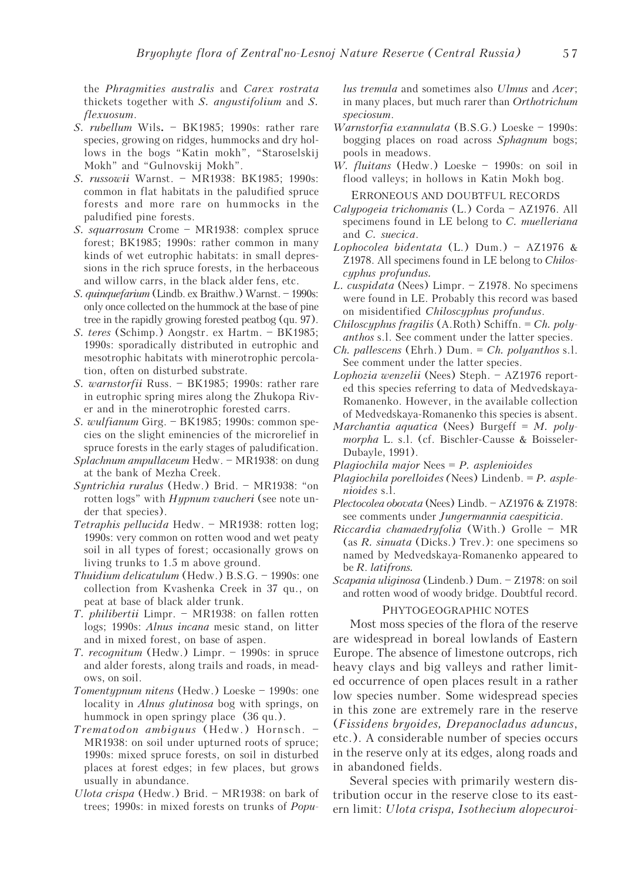the *Phragmities australis* and *Carex rostrata* thickets together with *S. angustifolium* and *S. flexuosum*.

*S. rubellum* Wils. – BK1985; 1990s: rather rare species, growing on ridges, hummocks and dry hollows in the bogs "Katin mokh", "Staroselskij Mokh" and "Gulnovskij Mokh".

*S. russowii* Warnst. – MR1938: BK1985; 1990s: common in flat habitats in the paludified spruce forests and more rare on hummocks in the paludified pine forests.

*S. squarrosum* Crome – MR1938: complex spruce forest; BK1985; 1990s: rather common in many kinds of wet eutrophic habitats: in small depressions in the rich spruce forests, in the herbaceous and willow carrs, in the black alder fens, etc.

*S. quinquefarium* (Lindb. ex Braithw.) Warnst. – 1990s: only once collected on the hummock at the base of pine tree in the rapidly growing forested peatbog (qu. 97).

*S. teres* (Schimp.) Aongstr. ex Hartm. – BK1985; 1990s: sporadically distributed in eutrophic and mesotrophic habitats with minerotrophic percolation, often on disturbed substrate.

*S. warnstorfii* Russ. – BK1985; 1990s: rather rare in eutrophic spring mires along the Zhukopa River and in the minerotrophic forested carrs.

*S. wulfianum* Girg. – BK1985; 1990s: common species on the slight eminencies of the microrelief in spruce forests in the early stages of paludification.

*Splachnum ampullaceum* Hedw. – MR1938: on dung at the bank of Mezha Creek.

*Syntrichia ruralus* (Hedw.) Brid. – MR1938: "on rotten logs" with *Hypnum vaucheri* (see note under that species).

*Tetraphis pellucida* Hedw. – MR1938: rotten log; 1990s: very common on rotten wood and wet peaty soil in all types of forest; occasionally grows on living trunks to 1.5 m above ground.

*Thuidium delicatulum* (Hedw.) B.S.G. – 1990s: one collection from Kvashenka Creek in 37 qu., on peat at base of black alder trunk.

*T. philibertii* Limpr. – MR1938: on fallen rotten logs; 1990s: *Alnus incana* mesic stand, on litter and in mixed forest, on base of aspen.

*T. recognitum* (Hedw.) Limpr. – 1990s: in spruce and alder forests, along trails and roads, in meadows, on soil.

*Tomentypnum nitens* (Hedw.) Loeske – 1990s: one locality in *Alnus glutinosa* bog with springs, on hummock in open springy place (36 qu.).

*Trematodon ambiguus* (Hedw.) Hornsch. – MR1938: on soil under upturned roots of spruce; 1990s: mixed spruce forests, on soil in disturbed places at forest edges; in few places, but grows usually in abundance.

*Ulota crispa* (Hedw.) Brid. – MR1938: on bark of trees; 1990s: in mixed forests on trunks of *Populus tremula* and sometimes also *Ulmus* and *Acer*; in many places, but much rarer than *Orthotrichum speciosum*.

*Warnstorfia exannulata* (B.S.G.) Loeske – 1990s: bogging places on road across *Sphagnum* bogs; pools in meadows.

*W. fluitans* (Hedw.) Loeske – 1990s: on soil in flood valleys; in hollows in Katin Mokh bog.

## ERRONEOUS AND DOUBTFUL RECORDS

*Calypogeia trichomanis* (L.) Corda – AZ1976. All specimens found in LE belong to *C. muelleriana* and *C. suecica*.

*Lophocolea bidentata* (L.) Dum.) – AZ1976 & Z1978. All specimens found in LE belong to *Chiloscyphus profundus*.

*L. cuspidata* (Nees) Limpr. – Z1978. No specimens were found in LE. Probably this record was based on misidentified *Chiloscyphus profundus*.

*Chiloscyphus fragilis* (A.Roth) Schiffn. = *Ch. polyanthos* s.l. See comment under the latter species.

*Ch. pallescens* (Ehrh.) Dum. = *Ch. polyanthos* s.l. See comment under the latter species.

*Lophozia wenzelii* (Nees) Steph. – AZ1976 reported this species referring to data of Medvedskaya-Romanenko. However, in the available collection of Medvedskaya-Romanenko this species is absent.

*Marchantia aquatica* (Nees) Burgeff = *M. polymorpha* L. s.l. (cf. Bischler-Causse & Boisseler-Dubayle, 1991).

*Plagiochila major* Nees = *P. asplenioides*

*Plagiochila porelloides* (Nees) Lindenb. = *P. asplenioides* s.l.

*Plectocolea obovata* (Nees) Lindb. – AZ1976 & Z1978: see comments under *Jungermannia caespiticia*.

*Riccardia chamaedryfolia* (With.) Grolle – MR (as *R. sinuata* (Dicks.) Trev.): one specimens so named by Medvedskaya-Romanenko appeared to be *R. latifrons*.

*Scapania uliginosa* (Lindenb.) Dum. – Z1978: on soil and rotten wood of woody bridge. Doubtful record.

## PHYTOGEOGRAPHIC NOTES

Most moss species of the flora of the reserve are widespread in boreal lowlands of Eastern Europe. The absence of limestone outcrops, rich heavy clays and big valleys and rather limited occurrence of open places result in a rather low species number. Some widespread species in this zone are extremely rare in the reserve (*Fissidens bryoides, Drepanocladus aduncus*, etc.). A considerable number of species occurs in the reserve only at its edges, along roads and in abandoned fields.

Several species with primarily western distribution occur in the reserve close to its eastern limit: *Ulota crispa, Isothecium alopecuroi-*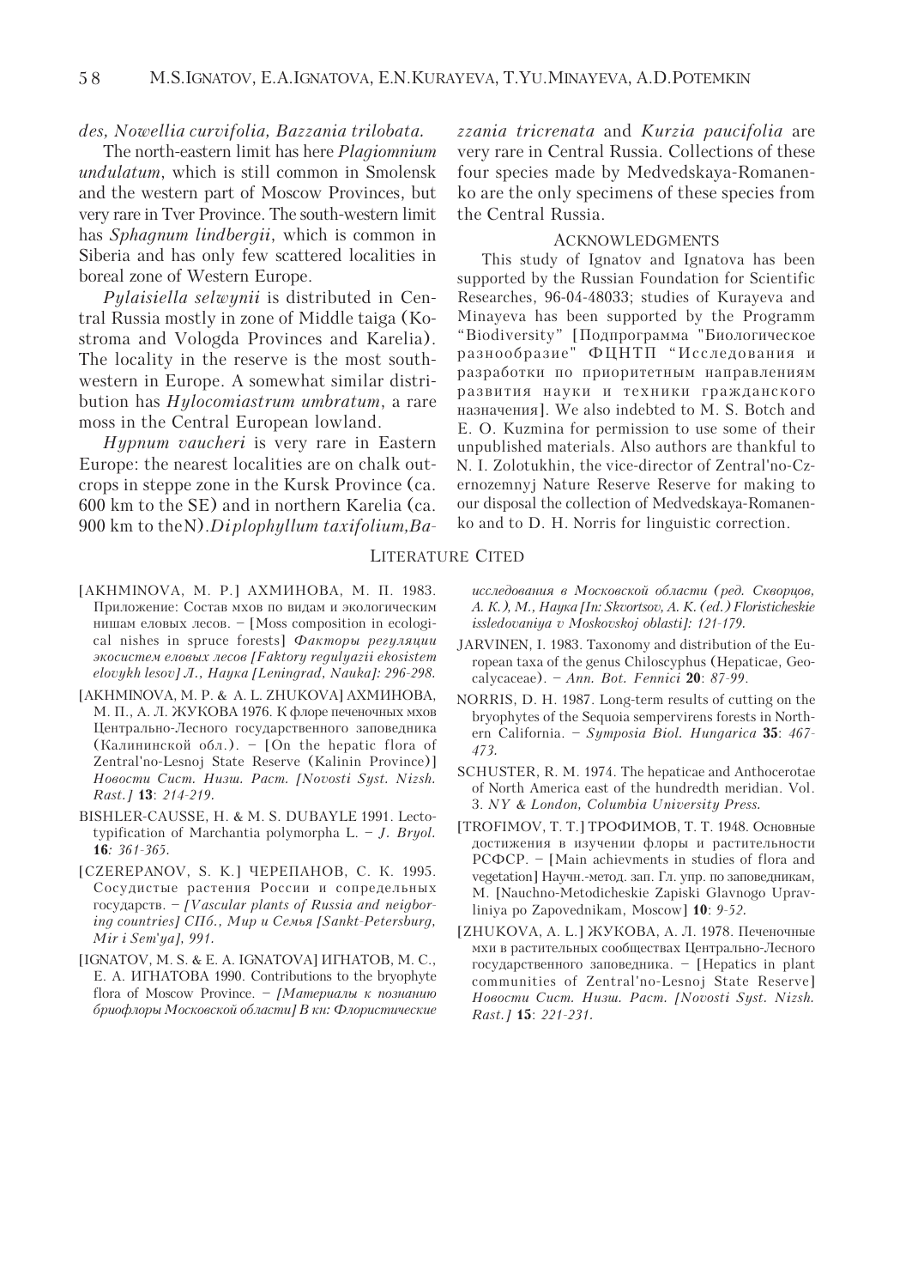*des, Nowellia curvifolia, Bazzania trilobata.*

The north-eastern limit has here *Plagiomnium undulatum*, which is still common in Smolensk and the western part of Moscow Provinces, but very rare in Tver Province. The south-western limit has *Sphagnum lindbergii*, which is common in Siberia and has only few scattered localities in boreal zone of Western Europe.

*Pylaisiella selwynii* is distributed in Central Russia mostly in zone of Middle taiga (Kostroma and Vologda Provinces and Karelia). The locality in the reserve is the most southwestern in Europe. A somewhat similar distribution has *Hylocomiastrum umbratum*, a rare moss in the Central European lowland.

*Hypnum vaucheri* is very rare in Eastern Europe: the nearest localities are on chalk outcrops in steppe zone in the Kursk Province (ca. 600 km to the SE) and in northern Karelia (ca. 900 km to theN).*Diplophyllum taxifolium,Bazzania tricrenata* and *Kurzia paucifolia* are very rare in Central Russia. Collections of these four species made by Medvedskaya-Romanenko are the only specimens of these species from the Central Russia.

## ACKNOWLEDGMENTS

This study of Ignatov and Ignatova has been supported by the Russian Foundation for Scientific Researches, 96-04-48033; studies of Kurayeva and Minayeva has been supported by the Programm "Biodiversity" [Подпрограмма "Биологическое разнообразие" ФЦНТП "Исследования и разработки по приоритетным направлениям развития науки и техники гражданского назначения]. We also indebted to M. S. Botch and E. O. Kuzmina for permission to use some of their unpublished materials. Also authors are thankful to N. I. Zolotukhin, the vice-director of Zentral'no-Czernozemnyj Nature Reserve Reserve for making to our disposal the collection of Medvedskaya-Romanenko and to D. H. Norris for linguistic correction.

## LITERATURE CITED

[AKHMINOVA, M. P.] АХМИНОВА, М. П. 1983. Приложение: Состав мхов по видам и экологическим нишам еловых лесов. – [Moss composition in ecological nishes in spruce forests] *Факторы регуляции экосистем еловых лесов [Faktory regulyazii ekosistem elovykh lesov] Л., Наука [Leningrad, Nauka]: 296-298.*

[AKHMINOVA, M. P. & A. L. ZHUKOVA] АХМИНОВА, М. П., А. Л. ЖУКОВА 1976. К флоре печеночных мхов Центрально-Лесного государственного заповедника (Калининской обл.). – [On the hepatic flora of Zentral'no-Lesnoj State Reserve (Kalinin Province)] *Новости Сист. Низш. Раст. [Novosti Syst. Nizsh. Rast.]* **13**: *214-219.*

BISHLER-CAUSSE, H. & M. S. DUBAYLE 1991. Lectotypification of Marchantia polymorpha L. – *J. Bryol.* **16***: 361-365.*

[CZEREPANOV, S. K.] ЧЕРЕПАНОВ, С. К. 1995. Сосудистые растения России и сопредельных государств. – *[Vascular plants of Russia and neigboring countries] СПб., Мир и Семья [Sankt-Petersburg, Mir i Sem'ya], 991.*

[IGNATOV, M. S. & E. A. IGNATOVA] ИГНАТОВ, М. С., Е. А. ИГНАТОВА 1990. Contributions to the bryophyte flora of Moscow Province. – *[Материалы к познанию бриофлоры Московской области] В кн: Флористические исследования в Московской области (ред. Скворцов, А. К.), М., Наука [In: Skvortsov, A. K. (ed.) Floristicheskie issledovaniya v Moskovskoj oblasti]: 121-179.*

JARVINEN, I. 1983. Taxonomy and distribution of the European taxa of the genus Chiloscyphus (Hepaticae, Geocalycaceae). – *Ann. Bot. Fennici* **20**: *87-99.*

NORRIS, D. H. 1987. Long-term results of cutting on the bryophytes of the Sequoia sempervirens forests in Northern California. – *Symposia Biol. Hungarica* **35**: *467-473.*

SCHUSTER, R. M. 1974. The hepaticae and Anthocerotae of North America east of the hundredth meridian. Vol. 3. *NY & London, Columbia University Press.*

[TROFIMOV, T. T.] ТРОФИМОВ, Т. Т. 1948. Основные достижения в изучении флоры и растительности РСФСР. – [Main achievments in studies of flora and vegetation] Научн.-метод. зап. Гл. упр. по заповедникам, М. [Nauchno-Metodicheskie Zapiski Glavnogo Upravliniya po Zapovednikam, Moscow] **10**: *9-52.*

[ZHUKOVA, A. L.] ЖУКОВА, А. Л. 1978. Печеночные мхи в растительных сообществах Центрально-Лесного государственного заповедника. – [Hepatics in plant communities of Zentral'no-Lesnoj State Reserve] *Новости Сист. Низш. Раст. [Novosti Syst. Nizsh. Rast.]* **15**: *221-231.*